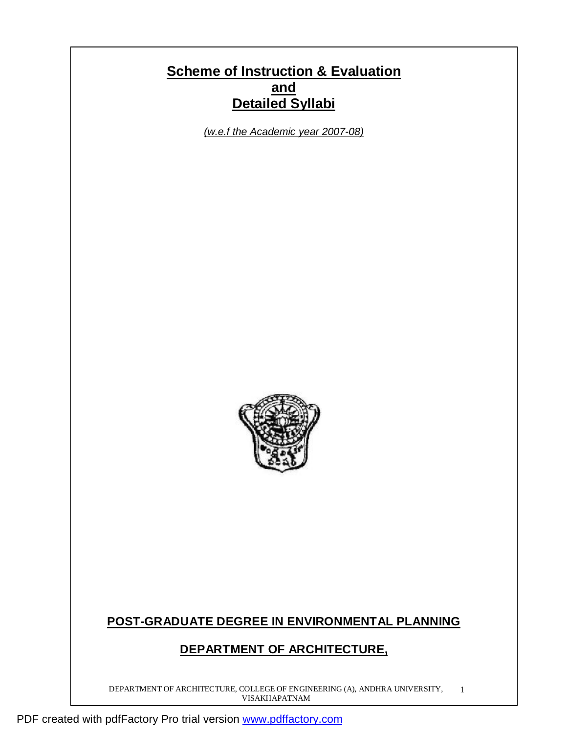# Scheme of Instruction & Evaluation
# and
# Detailed Syllabi

*(w.e.f the Academic year 2007-08)*

**POST-GRADUATE DEGREE IN ENVIRONMENTAL PLANNING**

**DEPARTMENT OF ARCHITECTURE,**

DEPARTMENT OF ARCHITECTURE, COLLEGE OF ENGINEERING (A), ANDHRA UNIVERSITY, VISAKHAPATNAM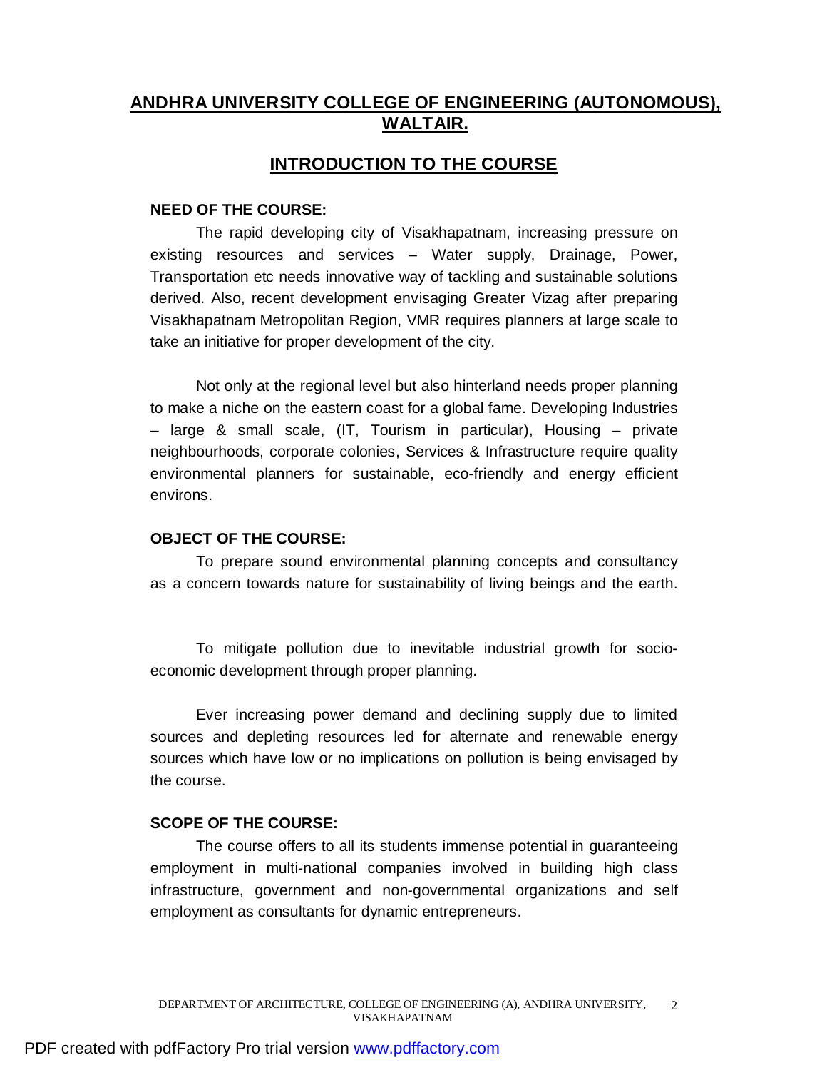# ANDHRA UNIVERSITY COLLEGE OF ENGINEERING (AUTONOMOUS), WALTAIR.

## INTRODUCTION TO THE COURSE

**NEED OF THE COURSE:**

The rapid developing city of Visakhapatnam, increasing pressure on existing resources and services – Water supply, Drainage, Power, Transportation etc needs innovative way of tackling and sustainable solutions derived. Also, recent development envisaging Greater Vizag after preparing Visakhapatnam Metropolitan Region, VMR requires planners at large scale to take an initiative for proper development of the city.

Not only at the regional level but also hinterland needs proper planning to make a niche on the eastern coast for a global fame. Developing Industries – large & small scale, (IT, Tourism in particular), Housing – private neighbourhoods, corporate colonies, Services & Infrastructure require quality environmental planners for sustainable, eco-friendly and energy efficient environs.

**OBJECT OF THE COURSE:**

To prepare sound environmental planning concepts and consultancy as a concern towards nature for sustainability of living beings and the earth.

To mitigate pollution due to inevitable industrial growth for socio-economic development through proper planning.

Ever increasing power demand and declining supply due to limited sources and depleting resources led for alternate and renewable energy sources which have low or no implications on pollution is being envisaged by the course.

**SCOPE OF THE COURSE:**

The course offers to all its students immense potential in guaranteeing employment in multi-national companies involved in building high class infrastructure, government and non-governmental organizations and self employment as consultants for dynamic entrepreneurs.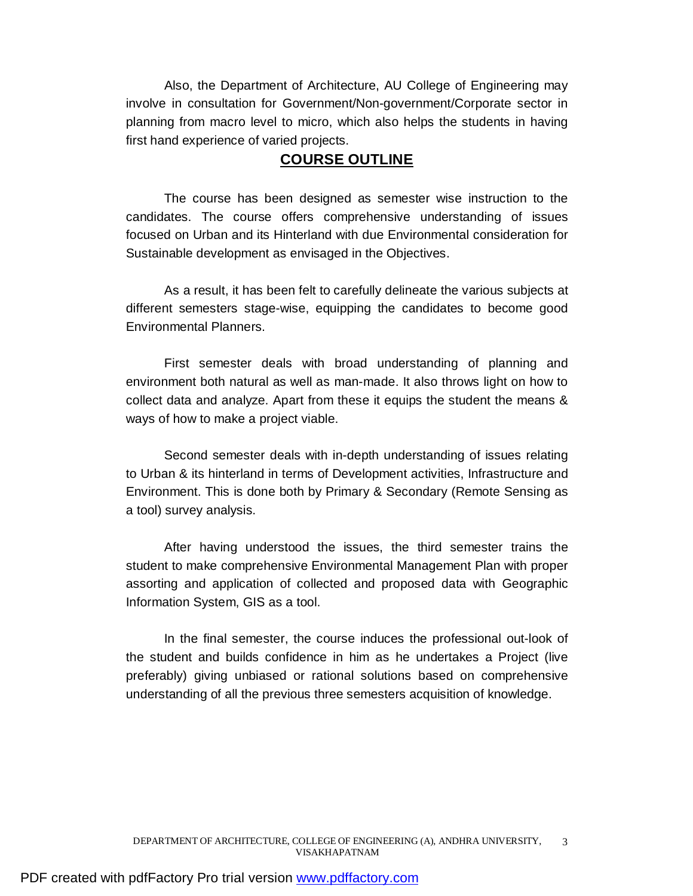Also, the Department of Architecture, AU College of Engineering may involve in consultation for Government/Non-government/Corporate sector in planning from macro level to micro, which also helps the students in having first hand experience of varied projects.

## COURSE OUTLINE

The course has been designed as semester wise instruction to the candidates. The course offers comprehensive understanding of issues focused on Urban and its Hinterland with due Environmental consideration for Sustainable development as envisaged in the Objectives.

As a result, it has been felt to carefully delineate the various subjects at different semesters stage-wise, equipping the candidates to become good Environmental Planners.

First semester deals with broad understanding of planning and environment both natural as well as man-made. It also throws light on how to collect data and analyze. Apart from these it equips the student the means & ways of how to make a project viable.

Second semester deals with in-depth understanding of issues relating to Urban & its hinterland in terms of Development activities, Infrastructure and Environment. This is done both by Primary & Secondary (Remote Sensing as a tool) survey analysis.

After having understood the issues, the third semester trains the student to make comprehensive Environmental Management Plan with proper assorting and application of collected and proposed data with Geographic Information System, GIS as a tool.

In the final semester, the course induces the professional out-look of the student and builds confidence in him as he undertakes a Project (live preferably) giving unbiased or rational solutions based on comprehensive understanding of all the previous three semesters acquisition of knowledge.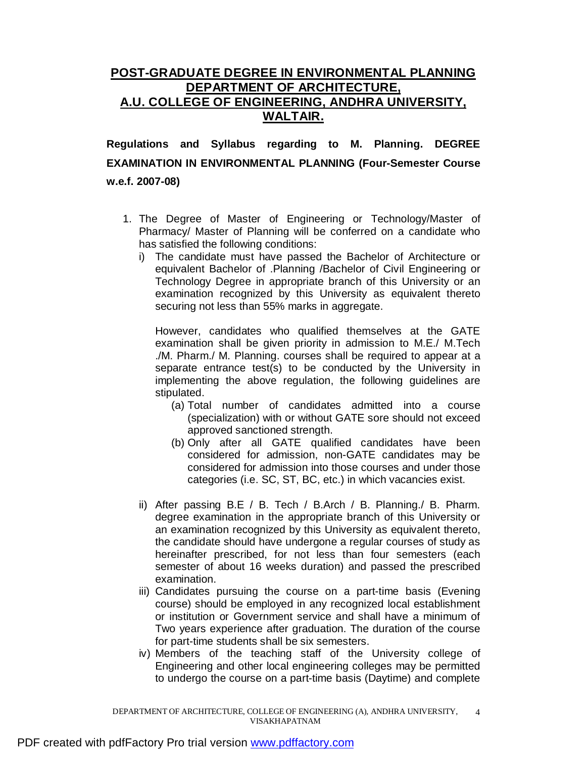# POST-GRADUATE DEGREE IN ENVIRONMENTAL PLANNING DEPARTMENT OF ARCHITECTURE, A.U. COLLEGE OF ENGINEERING, ANDHRA UNIVERSITY, WALTAIR.

**Regulations and Syllabus regarding to M. Planning. DEGREE EXAMINATION IN ENVIRONMENTAL PLANNING (Four-Semester Course w.e.f. 2007-08)**

1. The Degree of Master of Engineering or Technology/Master of Pharmacy/ Master of Planning will be conferred on a candidate who has satisfied the following conditions:
   i) The candidate must have passed the Bachelor of Architecture or equivalent Bachelor of .Planning /Bachelor of Civil Engineering or Technology Degree in appropriate branch of this University or an examination recognized by this University as equivalent thereto securing not less than 55% marks in aggregate.

      However, candidates who qualified themselves at the GATE examination shall be given priority in admission to M.E./ M.Tech ./M. Pharm./ M. Planning. courses shall be required to appear at a separate entrance test(s) to be conducted by the University in implementing the above regulation, the following guidelines are stipulated.
      (a) Total number of candidates admitted into a course (specialization) with or without GATE sore should not exceed approved sanctioned strength.
      (b) Only after all GATE qualified candidates have been considered for admission, non-GATE candidates may be considered for admission into those courses and under those categories (i.e. SC, ST, BC, etc.) in which vacancies exist.

   ii) After passing B.E / B. Tech / B.Arch / B. Planning./ B. Pharm. degree examination in the appropriate branch of this University or an examination recognized by this University as equivalent thereto, the candidate should have undergone a regular courses of study as hereinafter prescribed, for not less than four semesters (each semester of about 16 weeks duration) and passed the prescribed examination.
   iii) Candidates pursuing the course on a part-time basis (Evening course) should be employed in any recognized local establishment or institution or Government service and shall have a minimum of Two years experience after graduation. The duration of the course for part-time students shall be six semesters.
   iv) Members of the teaching staff of the University college of Engineering and other local engineering colleges may be permitted to undergo the course on a part-time basis (Daytime) and complete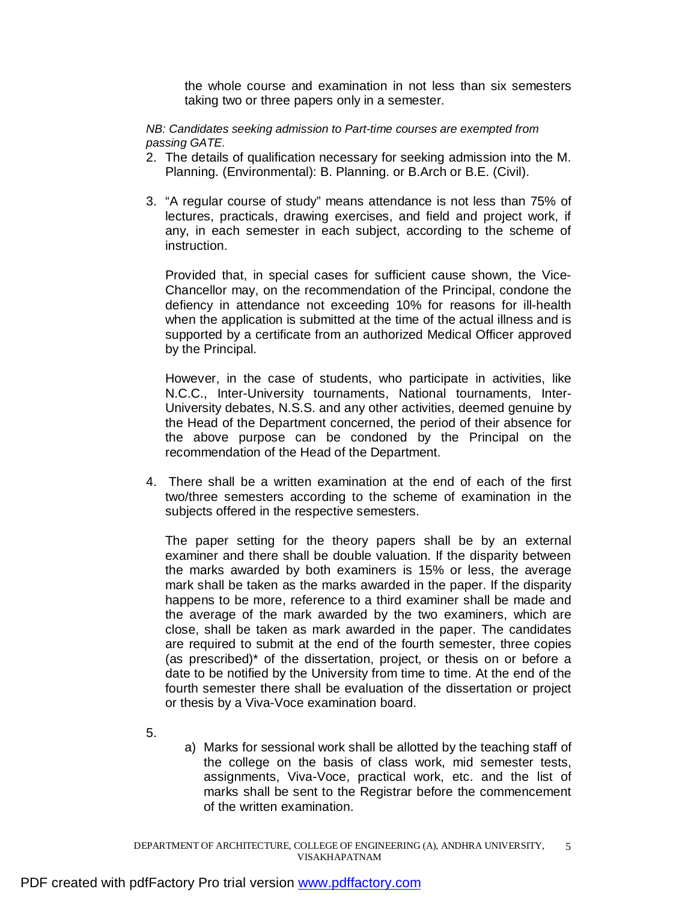the whole course and examination in not less than six semesters taking two or three papers only in a semester.

*NB: Candidates seeking admission to Part-time courses are exempted from passing GATE.*

2. The details of qualification necessary for seeking admission into the M. Planning. (Environmental): B. Planning. or B.Arch or B.E. (Civil).

3. "A regular course of study" means attendance is not less than 75% of lectures, practicals, drawing exercises, and field and project work, if any, in each semester in each subject, according to the scheme of instruction.

   Provided that, in special cases for sufficient cause shown, the Vice-Chancellor may, on the recommendation of the Principal, condone the defiency in attendance not exceeding 10% for reasons for ill-health when the application is submitted at the time of the actual illness and is supported by a certificate from an authorized Medical Officer approved by the Principal.

   However, in the case of students, who participate in activities, like N.C.C., Inter-University tournaments, National tournaments, Inter-University debates, N.S.S. and any other activities, deemed genuine by the Head of the Department concerned, the period of their absence for the above purpose can be condoned by the Principal on the recommendation of the Head of the Department.

4. There shall be a written examination at the end of each of the first two/three semesters according to the scheme of examination in the subjects offered in the respective semesters.

   The paper setting for the theory papers shall be by an external examiner and there shall be double valuation. If the disparity between the marks awarded by both examiners is 15% or less, the average mark shall be taken as the marks awarded in the paper. If the disparity happens to be more, reference to a third examiner shall be made and the average of the mark awarded by the two examiners, which are close, shall be taken as mark awarded in the paper. The candidates are required to submit at the end of the fourth semester, three copies (as prescribed)* of the dissertation, project, or thesis on or before a date to be notified by the University from time to time. At the end of the fourth semester there shall be evaluation of the dissertation or project or thesis by a Viva-Voce examination board.

5.
   a) Marks for sessional work shall be allotted by the teaching staff of the college on the basis of class work, mid semester tests, assignments, Viva-Voce, practical work, etc. and the list of marks shall be sent to the Registrar before the commencement of the written examination.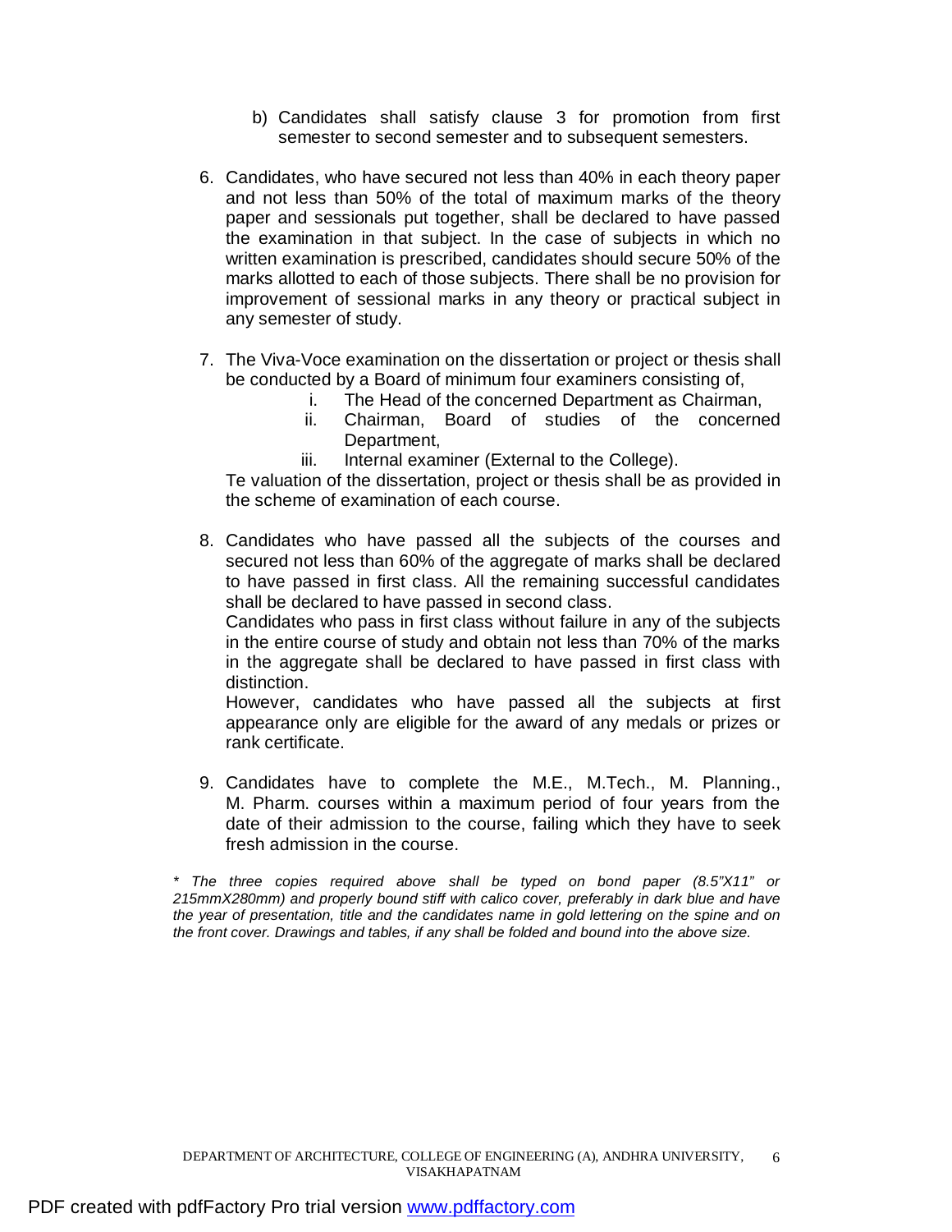b) Candidates shall satisfy clause 3 for promotion from first semester to second semester and to subsequent semesters.

6. Candidates, who have secured not less than 40% in each theory paper and not less than 50% of the total of maximum marks of the theory paper and sessionals put together, shall be declared to have passed the examination in that subject. In the case of subjects in which no written examination is prescribed, candidates should secure 50% of the marks allotted to each of those subjects. There shall be no provision for improvement of sessional marks in any theory or practical subject in any semester of study.

7. The Viva-Voce examination on the dissertation or project or thesis shall be conducted by a Board of minimum four examiners consisting of,
   i. The Head of the concerned Department as Chairman,
   ii. Chairman, Board of studies of the concerned Department,
   iii. Internal examiner (External to the College).

   Te valuation of the dissertation, project or thesis shall be as provided in the scheme of examination of each course.

8. Candidates who have passed all the subjects of the courses and secured not less than 60% of the aggregate of marks shall be declared to have passed in first class. All the remaining successful candidates shall be declared to have passed in second class.

   Candidates who pass in first class without failure in any of the subjects in the entire course of study and obtain not less than 70% of the marks in the aggregate shall be declared to have passed in first class with distinction.

   However, candidates who have passed all the subjects at first appearance only are eligible for the award of any medals or prizes or rank certificate.

9. Candidates have to complete the M.E., M.Tech., M. Planning., M. Pharm. courses within a maximum period of four years from the date of their admission to the course, failing which they have to seek fresh admission in the course.

*\* The three copies required above shall be typed on bond paper (8.5"X11" or 215mmX280mm) and properly bound stiff with calico cover, preferably in dark blue and have the year of presentation, title and the candidates name in gold lettering on the spine and on the front cover. Drawings and tables, if any shall be folded and bound into the above size.*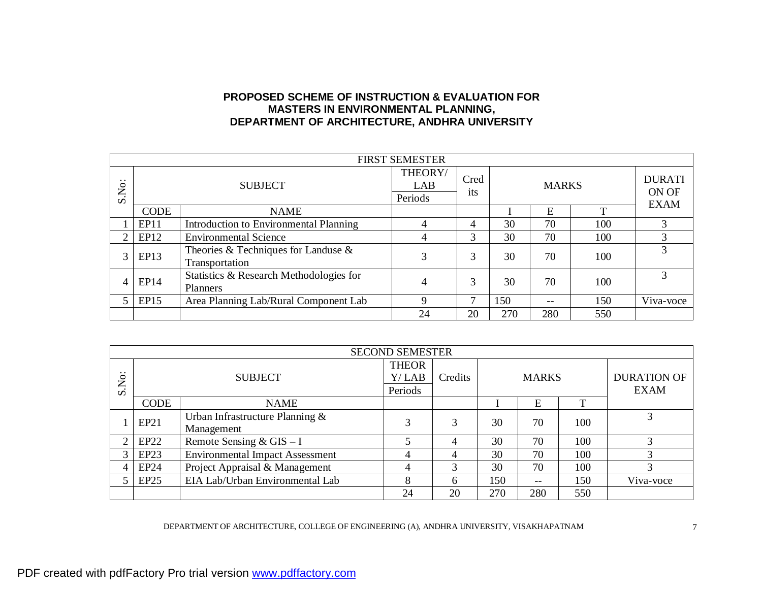**PROPOSED SCHEME OF INSTRUCTION & EVALUATION FOR MASTERS IN ENVIRONMENTAL PLANNING, DEPARTMENT OF ARCHITECTURE, ANDHRA UNIVERSITY**

| FIRST SEMESTER | | | | | | | | |
|---|---|---|---|---|---|---|---|---|
| S.No: | SUBJECT | | THEORY/ LAB Periods | Credits | MARKS | | | DURATION OF EXAM |
| | CODE | NAME | | | I | E | T | |
| 1 | EP11 | Introduction to Environmental Planning | 4 | 4 | 30 | 70 | 100 | 3 |
| 2 | EP12 | Environmental Science | 4 | 3 | 30 | 70 | 100 | 3 |
| 3 | EP13 | Theories & Techniques for Landuse & Transportation | 3 | 3 | 30 | 70 | 100 | 3 |
| 4 | EP14 | Statistics & Research Methodologies for Planners | 4 | 3 | 30 | 70 | 100 | 3 |
| 5 | EP15 | Area Planning Lab/Rural Component Lab | 9 | 7 | 150 | -- | 150 | Viva-voce |
| | | | 24 | 20 | 270 | 280 | 550 | |

| SECOND SEMESTER | | | | | | | | |
|---|---|---|---|---|---|---|---|---|
| S.No: | SUBJECT | | THEORY/ LAB Periods | Credits | MARKS | | | DURATION OF EXAM |
| | CODE | NAME | | | I | E | T | |
| 1 | EP21 | Urban Infrastructure Planning & Management | 3 | 3 | 30 | 70 | 100 | 3 |
| 2 | EP22 | Remote Sensing & GIS – I | 5 | 4 | 30 | 70 | 100 | 3 |
| 3 | EP23 | Environmental Impact Assessment | 4 | 4 | 30 | 70 | 100 | 3 |
| 4 | EP24 | Project Appraisal & Management | 4 | 3 | 30 | 70 | 100 | 3 |
| 5 | EP25 | EIA Lab/Urban Environmental Lab | 8 | 6 | 150 | -- | 150 | Viva-voce |
| | | | 24 | 20 | 270 | 280 | 550 | |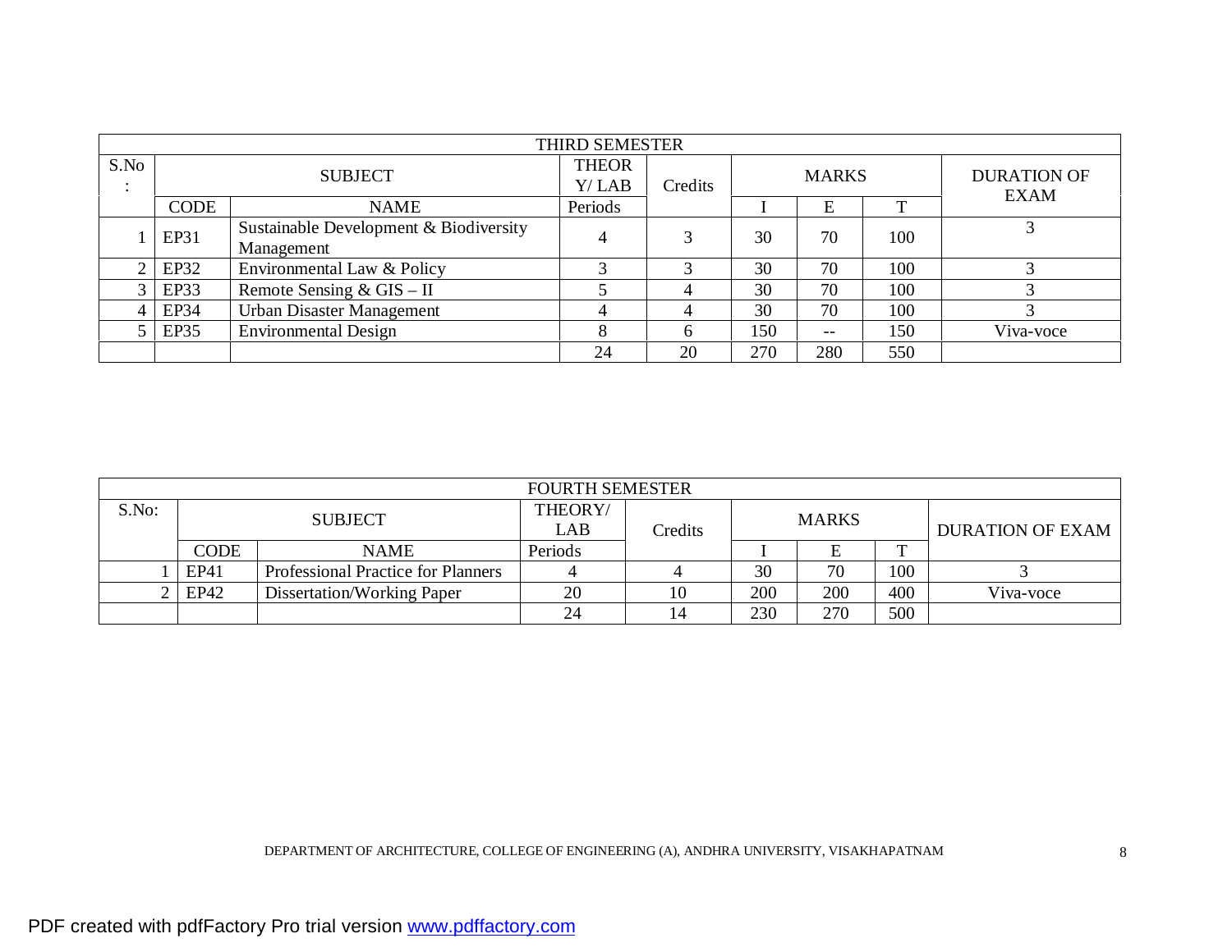| THIRD SEMESTER | | | | | | | | |
|---|---|---|---|---|---|---|---|---|
| S.No: | SUBJECT | | THEORY/ LAB | Credits | MARKS | | | DURATION OF EXAM |
| | CODE | NAME | Periods | | I | E | T | |
| 1 | EP31 | Sustainable Development & Biodiversity Management | 4 | 3 | 30 | 70 | 100 | 3 |
| 2 | EP32 | Environmental Law & Policy | 3 | 3 | 30 | 70 | 100 | 3 |
| 3 | EP33 | Remote Sensing & GIS – II | 5 | 4 | 30 | 70 | 100 | 3 |
| 4 | EP34 | Urban Disaster Management | 4 | 4 | 30 | 70 | 100 | 3 |
| 5 | EP35 | Environmental Design | 8 | 6 | 150 | -- | 150 | Viva-voce |
| | | | 24 | 20 | 270 | 280 | 550 | |

| FOURTH SEMESTER | | | | | | | | |
|---|---|---|---|---|---|---|---|---|
| S.No: | SUBJECT | | THEORY/ LAB | Credits | MARKS | | | DURATION OF EXAM |
| | CODE | NAME | Periods | | I | E | T | |
| 1 | EP41 | Professional Practice for Planners | 4 | 4 | 30 | 70 | 100 | 3 |
| 2 | EP42 | Dissertation/Working Paper | 20 | 10 | 200 | 200 | 400 | Viva-voce |
| | | | 24 | 14 | 230 | 270 | 500 | |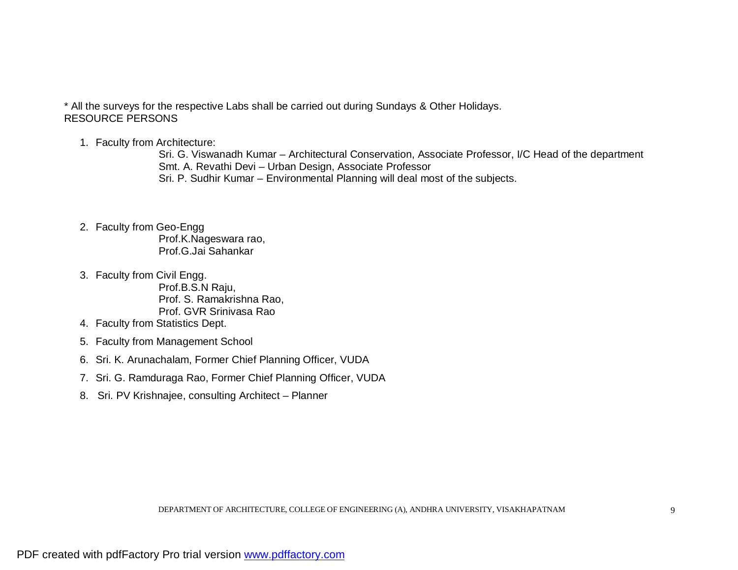* All the surveys for the respective Labs shall be carried out during Sundays & Other Holidays.

RESOURCE PERSONS

1. Faculty from Architecture:
   - Sri. G. Viswanadh Kumar – Architectural Conservation, Associate Professor, I/C Head of the department
   - Smt. A. Revathi Devi – Urban Design, Associate Professor
   - Sri. P. Sudhir Kumar – Environmental Planning will deal most of the subjects.
2. Faculty from Geo-Engg
   - Prof.K.Nageswara rao,
   - Prof.G.Jai Sahankar
3. Faculty from Civil Engg.
   - Prof.B.S.N Raju,
   - Prof. S. Ramakrishna Rao,
   - Prof. GVR Srinivasa Rao
4. Faculty from Statistics Dept.
5. Faculty from Management School
6. Sri. K. Arunachalam, Former Chief Planning Officer, VUDA
7. Sri. G. Ramduraga Rao, Former Chief Planning Officer, VUDA
8. Sri. PV Krishnajee, consulting Architect – Planner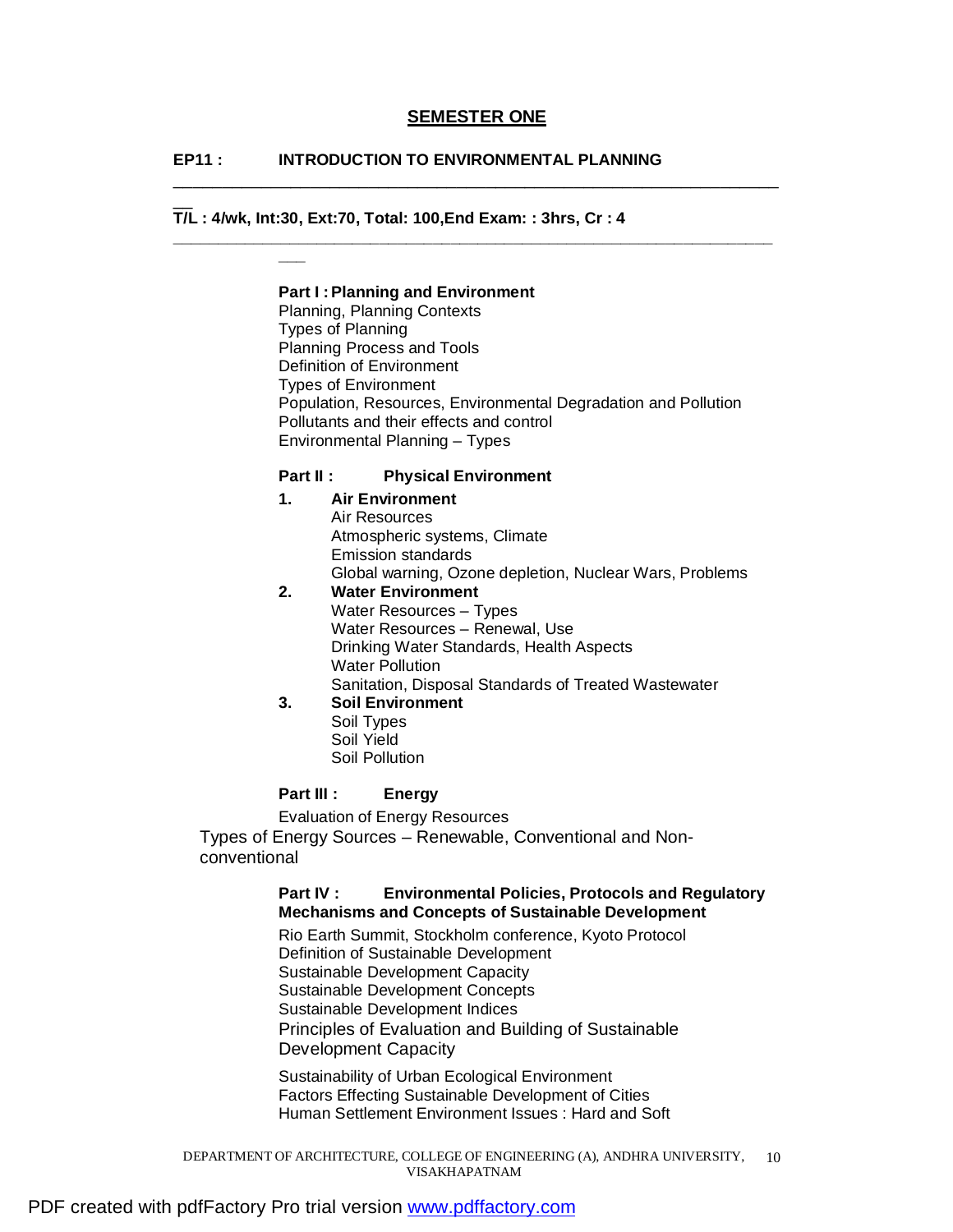## SEMESTER ONE

**EP11 : INTRODUCTION TO ENVIRONMENTAL PLANNING**

---

**T/L : 4/wk, Int:30, Ext:70, Total: 100,End Exam: : 3hrs, Cr : 4**

---

**Part I : Planning and Environment**

Planning, Planning Contexts
Types of Planning
Planning Process and Tools
Definition of Environment
Types of Environment
Population, Resources, Environmental Degradation and Pollution
Pollutants and their effects and control
Environmental Planning – Types

**Part II : Physical Environment**

1. **Air Environment**
   Air Resources
   Atmospheric systems, Climate
   Emission standards
   Global warning, Ozone depletion, Nuclear Wars, Problems
2. **Water Environment**
   Water Resources – Types
   Water Resources – Renewal, Use
   Drinking Water Standards, Health Aspects
   Water Pollution
   Sanitation, Disposal Standards of Treated Wastewater
3. **Soil Environment**
   Soil Types
   Soil Yield
   Soil Pollution

**Part III : Energy**

Evaluation of Energy Resources
Types of Energy Sources – Renewable, Conventional and Non-conventional

**Part IV : Environmental Policies, Protocols and Regulatory Mechanisms and Concepts of Sustainable Development**

Rio Earth Summit, Stockholm conference, Kyoto Protocol
Definition of Sustainable Development
Sustainable Development Capacity
Sustainable Development Concepts
Sustainable Development Indices
Principles of Evaluation and Building of Sustainable Development Capacity

Sustainability of Urban Ecological Environment
Factors Effecting Sustainable Development of Cities
Human Settlement Environment Issues : Hard and Soft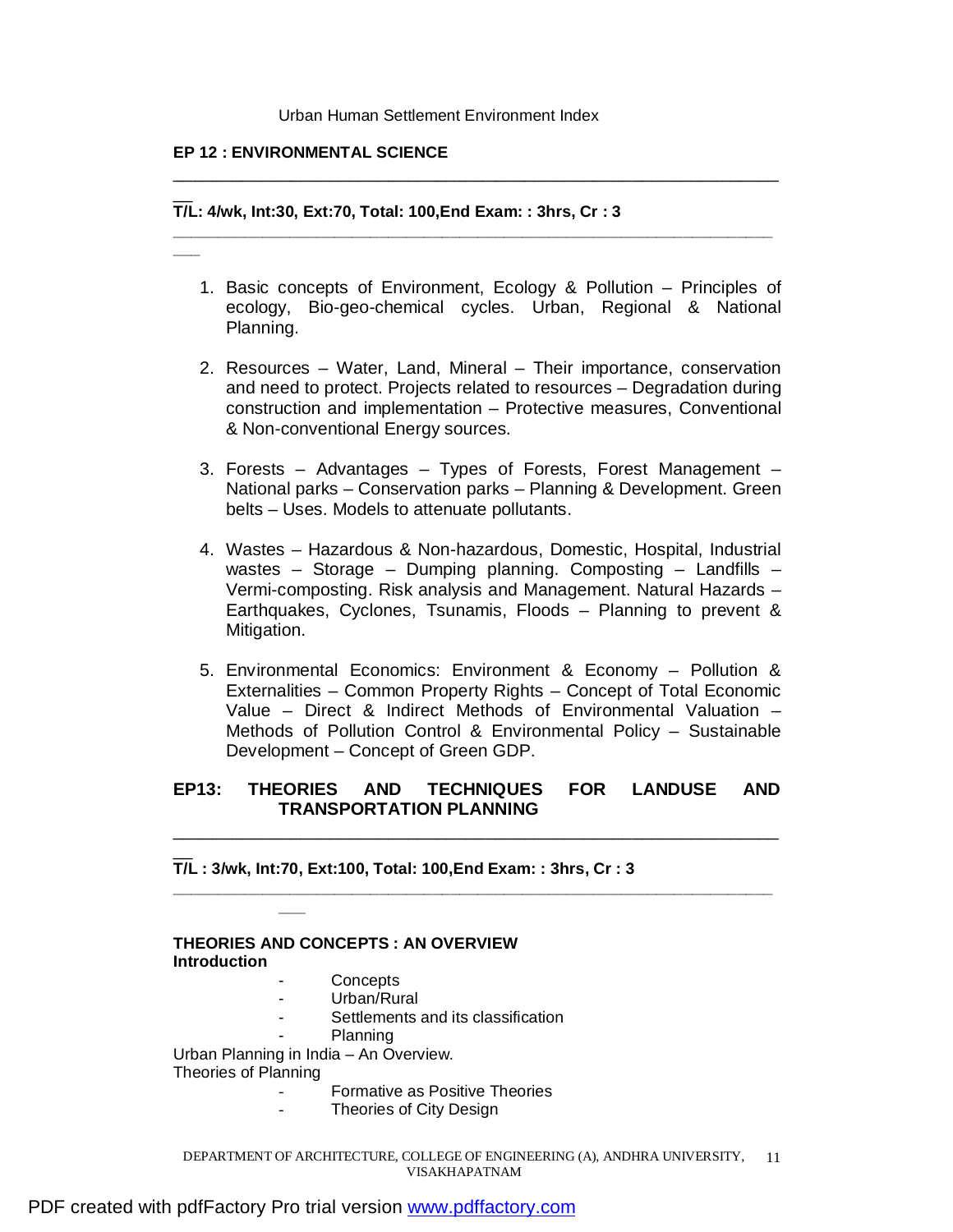Urban Human Settlement Environment Index

**EP 12 : ENVIRONMENTAL SCIENCE**

---

**T/L: 4/wk, Int:30, Ext:70, Total: 100,End Exam: : 3hrs, Cr : 3**

---

1. Basic concepts of Environment, Ecology & Pollution – Principles of ecology, Bio-geo-chemical cycles. Urban, Regional & National Planning.

2. Resources – Water, Land, Mineral – Their importance, conservation and need to protect. Projects related to resources – Degradation during construction and implementation – Protective measures, Conventional & Non-conventional Energy sources.

3. Forests – Advantages – Types of Forests, Forest Management – National parks – Conservation parks – Planning & Development. Green belts – Uses. Models to attenuate pollutants.

4. Wastes – Hazardous & Non-hazardous, Domestic, Hospital, Industrial wastes – Storage – Dumping planning. Composting – Landfills – Vermi-composting. Risk analysis and Management. Natural Hazards – Earthquakes, Cyclones, Tsunamis, Floods – Planning to prevent & Mitigation.

5. Environmental Economics: Environment & Economy – Pollution & Externalities – Common Property Rights – Concept of Total Economic Value – Direct & Indirect Methods of Environmental Valuation – Methods of Pollution Control & Environmental Policy – Sustainable Development – Concept of Green GDP.

**EP13: THEORIES AND TECHNIQUES FOR LANDUSE AND TRANSPORTATION PLANNING**

---

**T/L : 3/wk, Int:70, Ext:100, Total: 100,End Exam: : 3hrs, Cr : 3**

---

**THEORIES AND CONCEPTS : AN OVERVIEW**
**Introduction**

- Concepts
- Urban/Rural
- Settlements and its classification
- Planning

Urban Planning in India – An Overview.
Theories of Planning

- Formative as Positive Theories
- Theories of City Design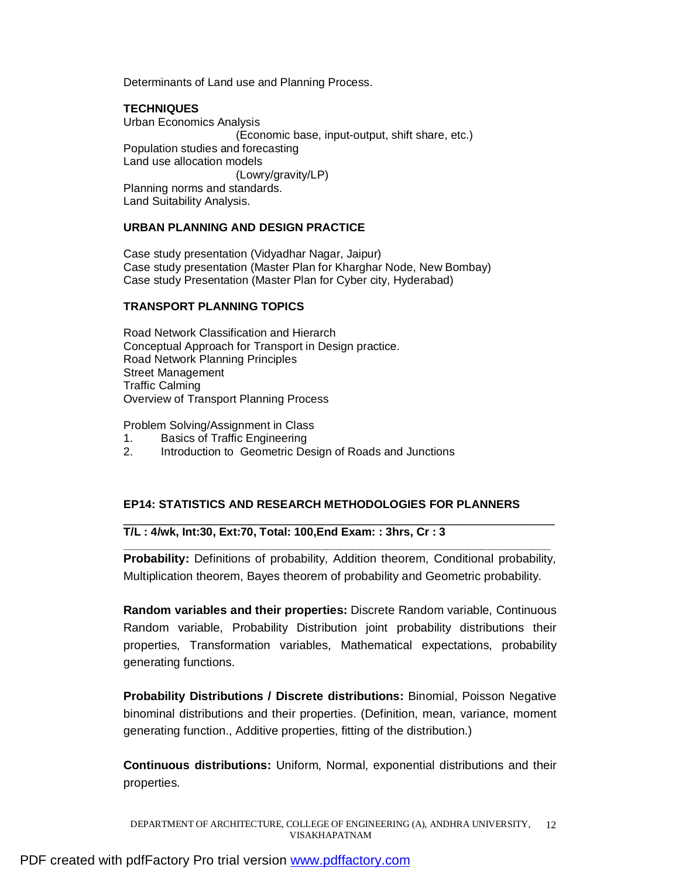Determinants of Land use and Planning Process.

**TECHNIQUES**

Urban Economics Analysis
(Economic base, input-output, shift share, etc.)
Population studies and forecasting
Land use allocation models
(Lowry/gravity/LP)
Planning norms and standards.
Land Suitability Analysis.

**URBAN PLANNING AND DESIGN PRACTICE**

Case study presentation (Vidyadhar Nagar, Jaipur)
Case study presentation (Master Plan for Kharghar Node, New Bombay)
Case study Presentation (Master Plan for Cyber city, Hyderabad)

**TRANSPORT PLANNING TOPICS**

Road Network Classification and Hierarch
Conceptual Approach for Transport in Design practice.
Road Network Planning Principles
Street Management
Traffic Calming
Overview of Transport Planning Process

Problem Solving/Assignment in Class

1. Basics of Traffic Engineering
2. Introduction to Geometric Design of Roads and Junctions

## EP14: STATISTICS AND RESEARCH METHODOLOGIES FOR PLANNERS

**T/L : 4/wk, Int:30, Ext:70, Total: 100,End Exam: : 3hrs, Cr : 3**

**Probability:** Definitions of probability, Addition theorem, Conditional probability, Multiplication theorem, Bayes theorem of probability and Geometric probability.

**Random variables and their properties:** Discrete Random variable, Continuous Random variable, Probability Distribution joint probability distributions their properties, Transformation variables, Mathematical expectations, probability generating functions.

**Probability Distributions / Discrete distributions:** Binomial, Poisson Negative binominal distributions and their properties. (Definition, mean, variance, moment generating function., Additive properties, fitting of the distribution.)

**Continuous distributions:** Uniform, Normal, exponential distributions and their properties.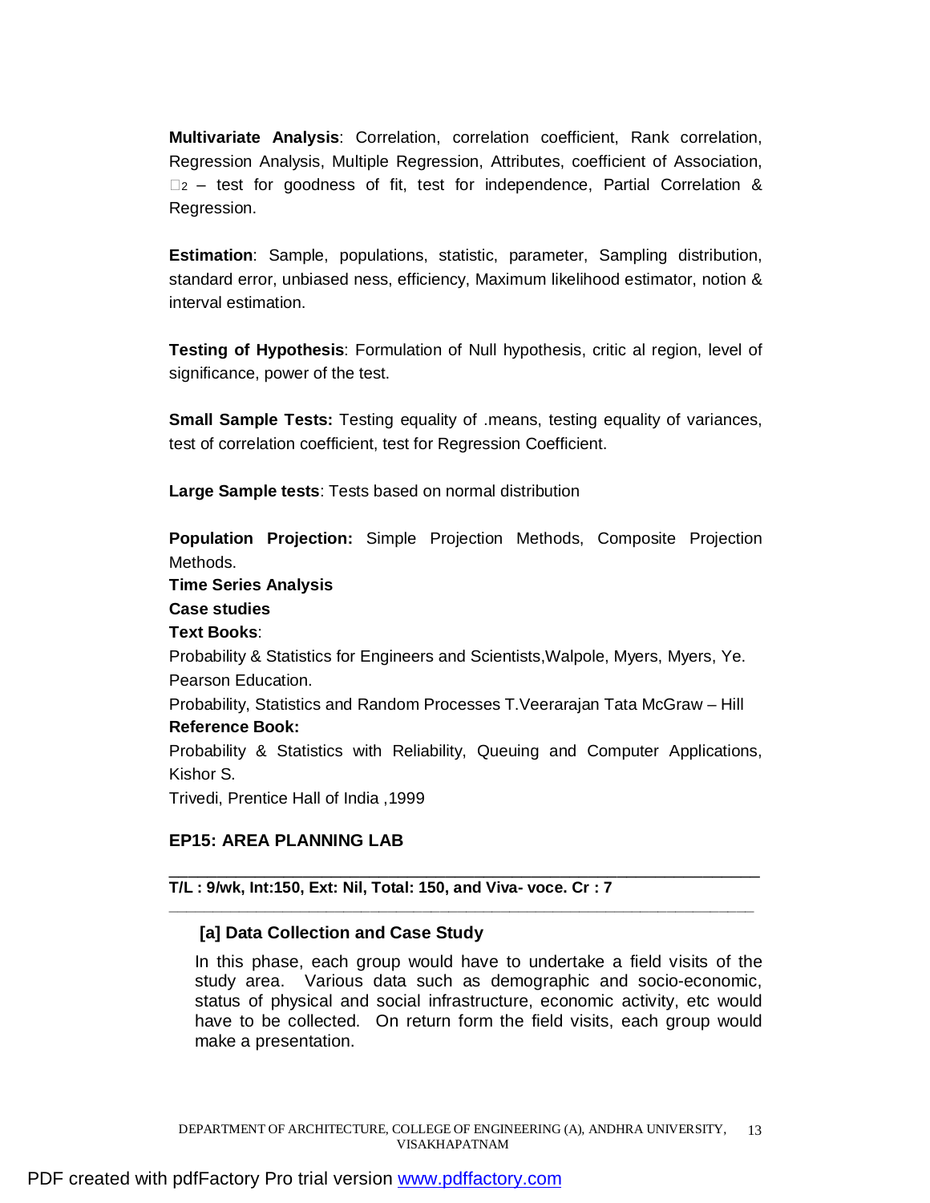**Multivariate Analysis**: Correlation, correlation coefficient, Rank correlation, Regression Analysis, Multiple Regression, Attributes, coefficient of Association, $\chi^2$ – test for goodness of fit, test for independence, Partial Correlation & Regression.

**Estimation**: Sample, populations, statistic, parameter, Sampling distribution, standard error, unbiased ness, efficiency, Maximum likelihood estimator, notion & interval estimation.

**Testing of Hypothesis**: Formulation of Null hypothesis, critic al region, level of significance, power of the test.

**Small Sample Tests:** Testing equality of .means, testing equality of variances, test of correlation coefficient, test for Regression Coefficient.

**Large Sample tests**: Tests based on normal distribution

**Population Projection:** Simple Projection Methods, Composite Projection Methods.

**Time Series Analysis**

**Case studies**

**Text Books**:

Probability & Statistics for Engineers and Scientists,Walpole, Myers, Myers, Ye. Pearson Education.

Probability, Statistics and Random Processes T.Veerarajan Tata McGraw – Hill

**Reference Book:**

Probability & Statistics with Reliability, Queuing and Computer Applications, Kishor S.

Trivedi, Prentice Hall of India ,1999

## EP15: AREA PLANNING LAB

---

**T/L : 9/wk, Int:150, Ext: Nil, Total: 150, and Viva- voce. Cr : 7**

---

### [a] Data Collection and Case Study

In this phase, each group would have to undertake a field visits of the study area. Various data such as demographic and socio-economic, status of physical and social infrastructure, economic activity, etc would have to be collected. On return form the field visits, each group would make a presentation.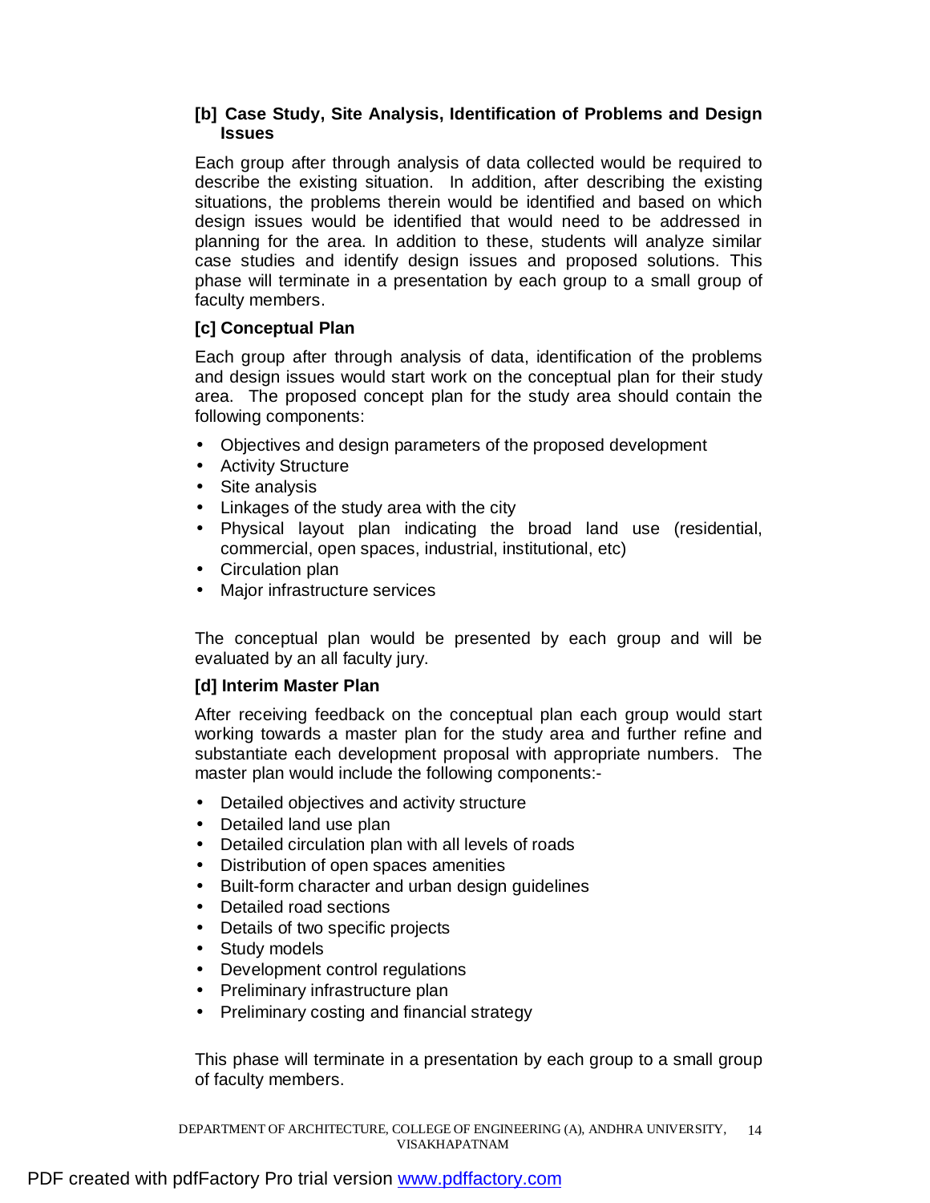### [b] Case Study, Site Analysis, Identification of Problems and Design Issues

Each group after through analysis of data collected would be required to describe the existing situation. In addition, after describing the existing situations, the problems therein would be identified and based on which design issues would be identified that would need to be addressed in planning for the area. In addition to these, students will analyze similar case studies and identify design issues and proposed solutions. This phase will terminate in a presentation by each group to a small group of faculty members.

### [c] Conceptual Plan

Each group after through analysis of data, identification of the problems and design issues would start work on the conceptual plan for their study area. The proposed concept plan for the study area should contain the following components:

- Objectives and design parameters of the proposed development
- Activity Structure
- Site analysis
- Linkages of the study area with the city
- Physical layout plan indicating the broad land use (residential, commercial, open spaces, industrial, institutional, etc)
- Circulation plan
- Major infrastructure services

The conceptual plan would be presented by each group and will be evaluated by an all faculty jury.

### [d] Interim Master Plan

After receiving feedback on the conceptual plan each group would start working towards a master plan for the study area and further refine and substantiate each development proposal with appropriate numbers. The master plan would include the following components:-

- Detailed objectives and activity structure
- Detailed land use plan
- Detailed circulation plan with all levels of roads
- Distribution of open spaces amenities
- Built-form character and urban design guidelines
- Detailed road sections
- Details of two specific projects
- Study models
- Development control regulations
- Preliminary infrastructure plan
- Preliminary costing and financial strategy

This phase will terminate in a presentation by each group to a small group of faculty members.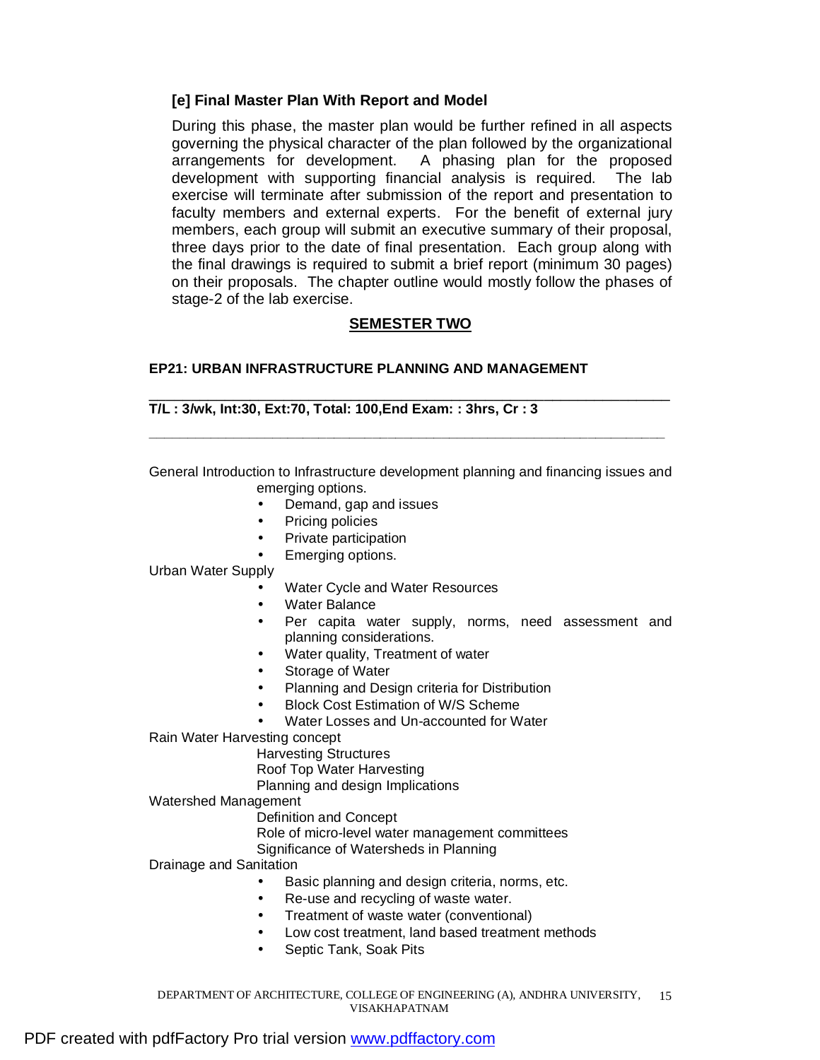### [e] Final Master Plan With Report and Model

During this phase, the master plan would be further refined in all aspects governing the physical character of the plan followed by the organizational arrangements for development. A phasing plan for the proposed development with supporting financial analysis is required. The lab exercise will terminate after submission of the report and presentation to faculty members and external experts. For the benefit of external jury members, each group will submit an executive summary of their proposal, three days prior to the date of final presentation. Each group along with the final drawings is required to submit a brief report (minimum 30 pages) on their proposals. The chapter outline would mostly follow the phases of stage-2 of the lab exercise.

## SEMESTER TWO

### EP21: URBAN INFRASTRUCTURE PLANNING AND MANAGEMENT

**T/L : 3/wk, Int:30, Ext:70, Total: 100,End Exam: : 3hrs, Cr : 3**

General Introduction to Infrastructure development planning and financing issues and emerging options.

- Demand, gap and issues
- Pricing policies
- Private participation
- Emerging options.

Urban Water Supply

- Water Cycle and Water Resources
- Water Balance
- Per capita water supply, norms, need assessment and planning considerations.
- Water quality, Treatment of water
- Storage of Water
- Planning and Design criteria for Distribution
- Block Cost Estimation of W/S Scheme
- Water Losses and Un-accounted for Water

Rain Water Harvesting concept

Harvesting Structures
Roof Top Water Harvesting
Planning and design Implications

Watershed Management

Definition and Concept
Role of micro-level water management committees
Significance of Watersheds in Planning

Drainage and Sanitation

- Basic planning and design criteria, norms, etc.
- Re-use and recycling of waste water.
- Treatment of waste water (conventional)
- Low cost treatment, land based treatment methods
- Septic Tank, Soak Pits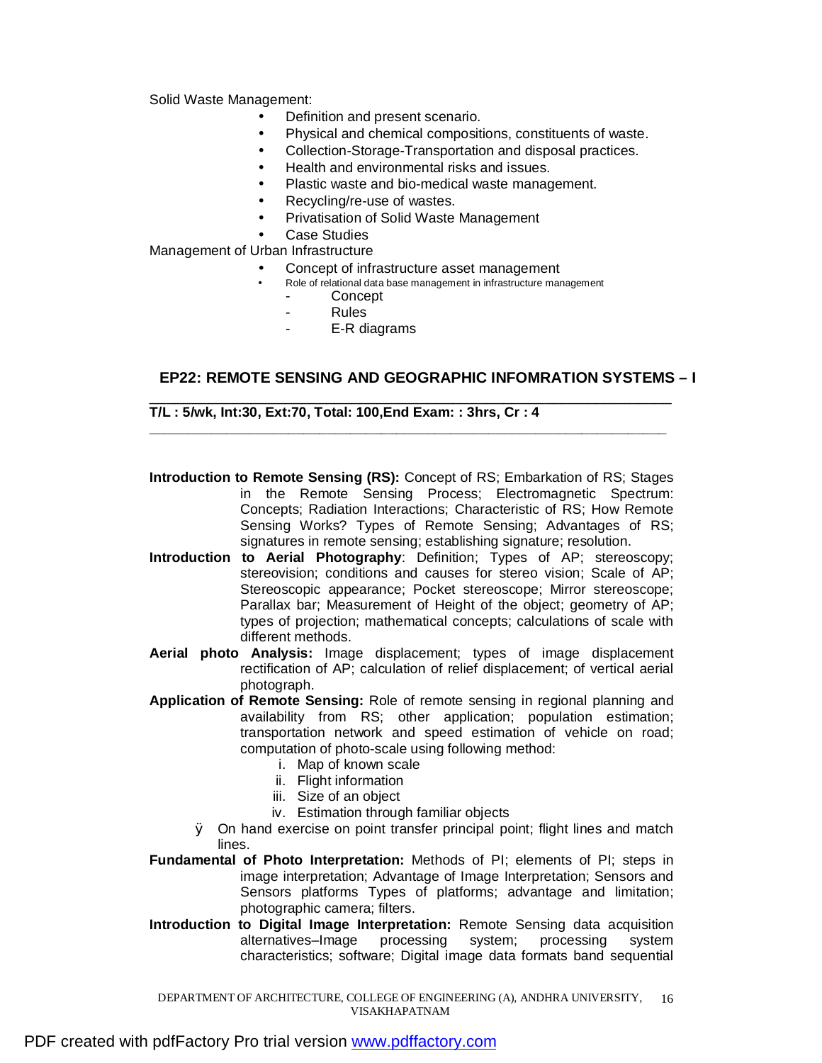Solid Waste Management:

- Definition and present scenario.
- Physical and chemical compositions, constituents of waste.
- Collection-Storage-Transportation and disposal practices.
- Health and environmental risks and issues.
- Plastic waste and bio-medical waste management.
- Recycling/re-use of wastes.
- Privatisation of Solid Waste Management
- Case Studies

Management of Urban Infrastructure

- Concept of infrastructure asset management
- Role of relational data base management in infrastructure management
  - Concept
  - Rules
  - E-R diagrams

## EP22: REMOTE SENSING AND GEOGRAPHIC INFOMRATION SYSTEMS – I

**T/L : 5/wk, Int:30, Ext:70, Total: 100,End Exam: : 3hrs, Cr : 4**

**Introduction to Remote Sensing (RS):** Concept of RS; Embarkation of RS; Stages in the Remote Sensing Process; Electromagnetic Spectrum: Concepts; Radiation Interactions; Characteristic of RS; How Remote Sensing Works? Types of Remote Sensing; Advantages of RS; signatures in remote sensing; establishing signature; resolution.

**Introduction to Aerial Photography**: Definition; Types of AP; stereoscopy; stereovision; conditions and causes for stereo vision; Scale of AP; Stereoscopic appearance; Pocket stereoscope; Mirror stereoscope; Parallax bar; Measurement of Height of the object; geometry of AP; types of projection; mathematical concepts; calculations of scale with different methods.

**Aerial photo Analysis:** Image displacement; types of image displacement rectification of AP; calculation of relief displacement; of vertical aerial photograph.

**Application of Remote Sensing:** Role of remote sensing in regional planning and availability from RS; other application; population estimation; transportation network and speed estimation of vehicle on road; computation of photo-scale using following method:

1. Map of known scale
2. Flight information
3. Size of an object
4. Estimation through familiar objects

- On hand exercise on point transfer principal point; flight lines and match lines.

**Fundamental of Photo Interpretation:** Methods of PI; elements of PI; steps in image interpretation; Advantage of Image Interpretation; Sensors and Sensors platforms Types of platforms; advantage and limitation; photographic camera; filters.

**Introduction to Digital Image Interpretation:** Remote Sensing data acquisition alternatives–Image processing system; processing system characteristics; software; Digital image data formats band sequential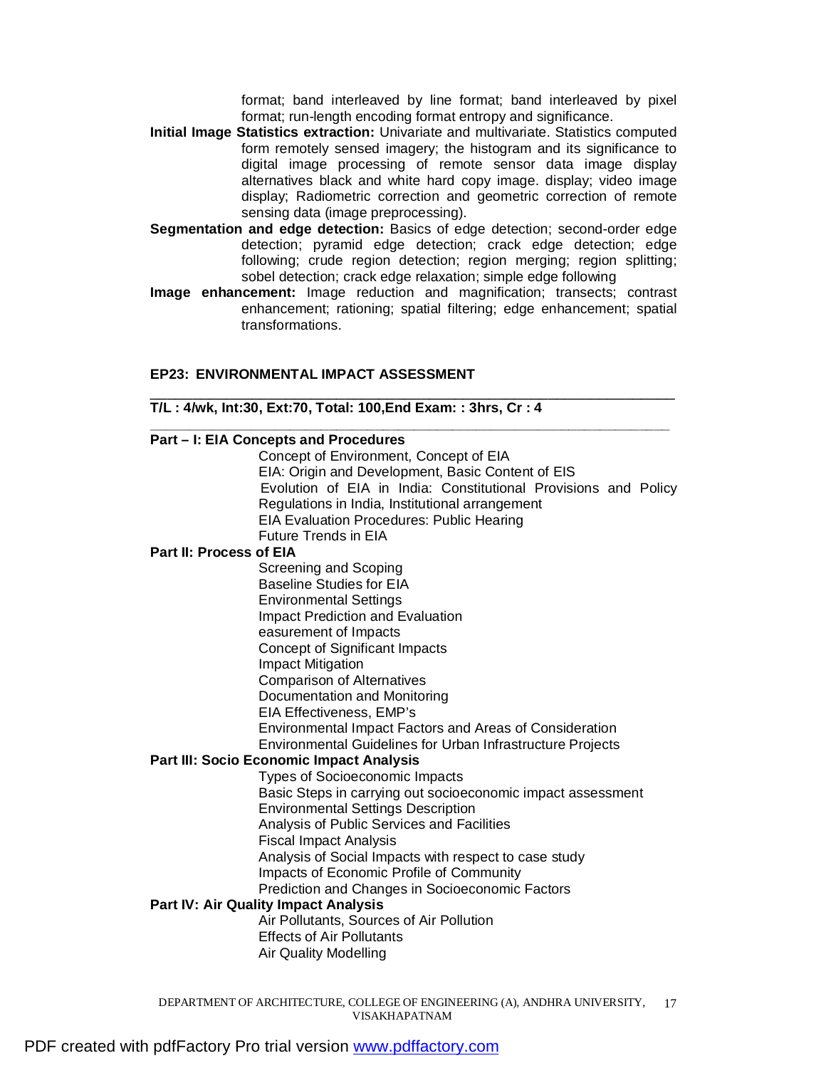format; band interleaved by line format; band interleaved by pixel format; run-length encoding format entropy and significance.

**Initial Image Statistics extraction:** Univariate and multivariate. Statistics computed form remotely sensed imagery; the histogram and its significance to digital image processing of remote sensor data image display alternatives black and white hard copy image. display; video image display; Radiometric correction and geometric correction of remote sensing data (image preprocessing).

**Segmentation and edge detection:** Basics of edge detection; second-order edge detection; pyramid edge detection; crack edge detection; edge following; crude region detection; region merging; region splitting; sobel detection; crack edge relaxation; simple edge following

**Image enhancement:** Image reduction and magnification; transects; contrast enhancement; rationing; spatial filtering; edge enhancement; spatial transformations.

## EP23: ENVIRONMENTAL IMPACT ASSESSMENT

**T/L : 4/wk, Int:30, Ext:70, Total: 100,End Exam: : 3hrs, Cr : 4**

**Part – I: EIA Concepts and Procedures**

- Concept of Environment, Concept of EIA
- EIA: Origin and Development, Basic Content of EIS
- Evolution of EIA in India: Constitutional Provisions and Policy Regulations in India, Institutional arrangement
- EIA Evaluation Procedures: Public Hearing
- Future Trends in EIA

**Part II: Process of EIA**

- Screening and Scoping
- Baseline Studies for EIA
- Environmental Settings
- Impact Prediction and Evaluation
- easurement of Impacts
- Concept of Significant Impacts
- Impact Mitigation
- Comparison of Alternatives
- Documentation and Monitoring
- EIA Effectiveness, EMP's
- Environmental Impact Factors and Areas of Consideration
- Environmental Guidelines for Urban Infrastructure Projects

**Part III: Socio Economic Impact Analysis**

- Types of Socioeconomic Impacts
- Basic Steps in carrying out socioeconomic impact assessment
- Environmental Settings Description
- Analysis of Public Services and Facilities
- Fiscal Impact Analysis
- Analysis of Social Impacts with respect to case study
- Impacts of Economic Profile of Community
- Prediction and Changes in Socioeconomic Factors

**Part IV: Air Quality Impact Analysis**

- Air Pollutants, Sources of Air Pollution
- Effects of Air Pollutants
- Air Quality Modelling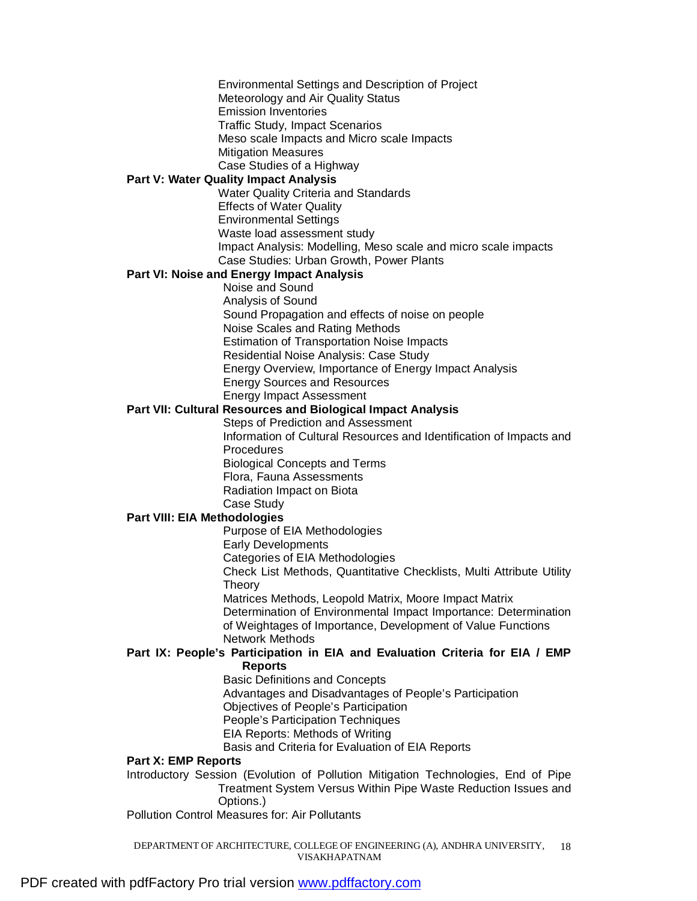- Environmental Settings and Description of Project
- Meteorology and Air Quality Status
- Emission Inventories
- Traffic Study, Impact Scenarios
- Meso scale Impacts and Micro scale Impacts
- Mitigation Measures
- Case Studies of a Highway

**Part V: Water Quality Impact Analysis**

- Water Quality Criteria and Standards
- Effects of Water Quality
- Environmental Settings
- Waste load assessment study
- Impact Analysis: Modelling, Meso scale and micro scale impacts
- Case Studies: Urban Growth, Power Plants

**Part VI: Noise and Energy Impact Analysis**

- Noise and Sound
- Analysis of Sound
- Sound Propagation and effects of noise on people
- Noise Scales and Rating Methods
- Estimation of Transportation Noise Impacts
- Residential Noise Analysis: Case Study
- Energy Overview, Importance of Energy Impact Analysis
- Energy Sources and Resources
- Energy Impact Assessment

**Part VII: Cultural Resources and Biological Impact Analysis**

- Steps of Prediction and Assessment
- Information of Cultural Resources and Identification of Impacts and Procedures
- Biological Concepts and Terms
- Flora, Fauna Assessments
- Radiation Impact on Biota
- Case Study

**Part VIII: EIA Methodologies**

- Purpose of EIA Methodologies
- Early Developments
- Categories of EIA Methodologies
- Check List Methods, Quantitative Checklists, Multi Attribute Utility Theory
- Matrices Methods, Leopold Matrix, Moore Impact Matrix
- Determination of Environmental Impact Importance: Determination of Weightages of Importance, Development of Value Functions
- Network Methods

**Part IX: People's Participation in EIA and Evaluation Criteria for EIA / EMP Reports**

- Basic Definitions and Concepts
- Advantages and Disadvantages of People's Participation
- Objectives of People's Participation
- People's Participation Techniques
- EIA Reports: Methods of Writing
- Basis and Criteria for Evaluation of EIA Reports

**Part X: EMP Reports**

Introductory Session (Evolution of Pollution Mitigation Technologies, End of Pipe Treatment System Versus Within Pipe Waste Reduction Issues and Options.)

Pollution Control Measures for: Air Pollutants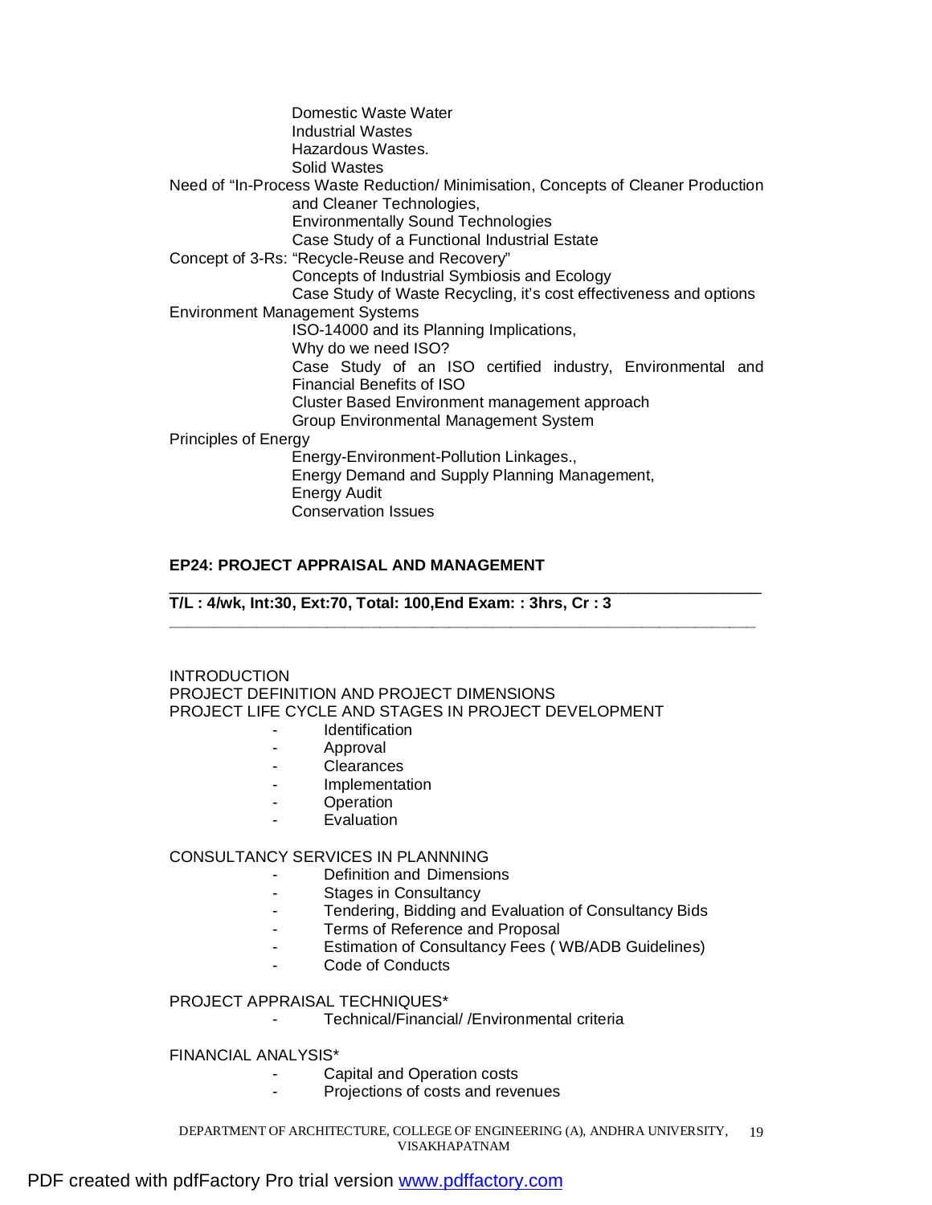- Domestic Waste Water
- Industrial Wastes
- Hazardous Wastes.
- Solid Wastes

Need of "In-Process Waste Reduction/ Minimisation, Concepts of Cleaner Production and Cleaner Technologies,

- Environmentally Sound Technologies
- Case Study of a Functional Industrial Estate

Concept of 3-Rs: "Recycle-Reuse and Recovery"

- Concepts of Industrial Symbiosis and Ecology
- Case Study of Waste Recycling, it's cost effectiveness and options

Environment Management Systems

- ISO-14000 and its Planning Implications,
- Why do we need ISO?
- Case Study of an ISO certified industry, Environmental and Financial Benefits of ISO
- Cluster Based Environment management approach
- Group Environmental Management System

Principles of Energy

- Energy-Environment-Pollution Linkages.,
- Energy Demand and Supply Planning Management,
- Energy Audit
- Conservation Issues

## EP24: PROJECT APPRAISAL AND MANAGEMENT

**T/L : 4/wk, Int:30, Ext:70, Total: 100,End Exam: : 3hrs, Cr : 3**

INTRODUCTION

PROJECT DEFINITION AND PROJECT DIMENSIONS

PROJECT LIFE CYCLE AND STAGES IN PROJECT DEVELOPMENT

- Identification
- Approval
- Clearances
- Implementation
- Operation
- Evaluation

CONSULTANCY SERVICES IN PLANNNING

- Definition and Dimensions
- Stages in Consultancy
- Tendering, Bidding and Evaluation of Consultancy Bids
- Terms of Reference and Proposal
- Estimation of Consultancy Fees ( WB/ADB Guidelines)
- Code of Conducts

PROJECT APPRAISAL TECHNIQUES*

- Technical/Financial/ /Environmental criteria

FINANCIAL ANALYSIS*

- Capital and Operation costs
- Projections of costs and revenues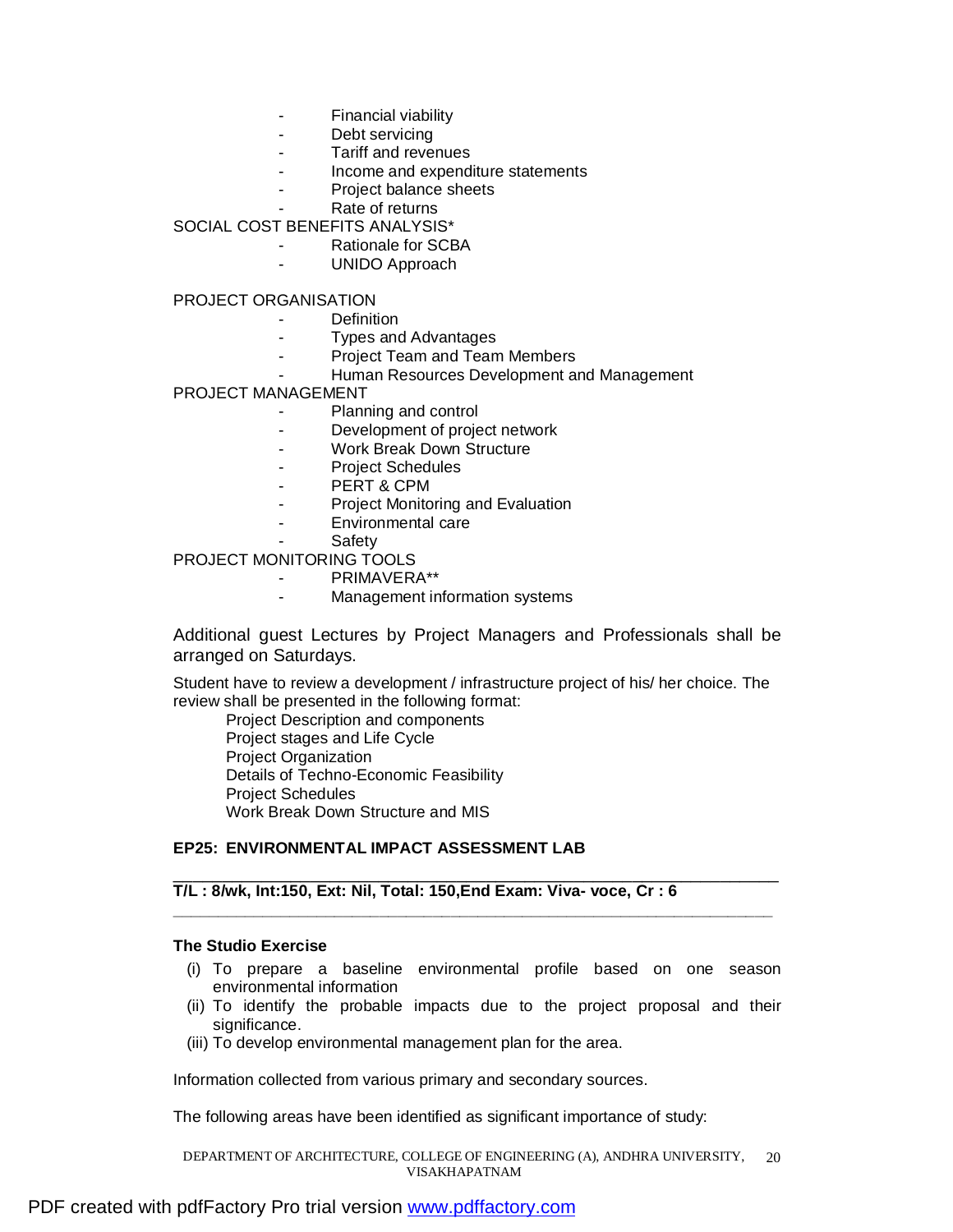- Financial viability
- Debt servicing
- Tariff and revenues
- Income and expenditure statements
- Project balance sheets
- Rate of returns

SOCIAL COST BENEFITS ANALYSIS*

- Rationale for SCBA
- UNIDO Approach

PROJECT ORGANISATION

- Definition
- Types and Advantages
- Project Team and Team Members
- Human Resources Development and Management

PROJECT MANAGEMENT

- Planning and control
- Development of project network
- Work Break Down Structure
- Project Schedules
- PERT & CPM
- Project Monitoring and Evaluation
- Environmental care
- Safety

PROJECT MONITORING TOOLS

- PRIMAVERA**
- Management information systems

Additional guest Lectures by Project Managers and Professionals shall be arranged on Saturdays.

Student have to review a development / infrastructure project of his/ her choice. The review shall be presented in the following format:

Project Description and components
Project stages and Life Cycle
Project Organization
Details of Techno-Economic Feasibility
Project Schedules
Work Break Down Structure and MIS

### EP25: ENVIRONMENTAL IMPACT ASSESSMENT LAB

**T/L : 8/wk, Int:150, Ext: Nil, Total: 150,End Exam: Viva- voce, Cr : 6**

**The Studio Exercise**

(i) To prepare a baseline environmental profile based on one season environmental information
(ii) To identify the probable impacts due to the project proposal and their significance.
(iii) To develop environmental management plan for the area.

Information collected from various primary and secondary sources.

The following areas have been identified as significant importance of study: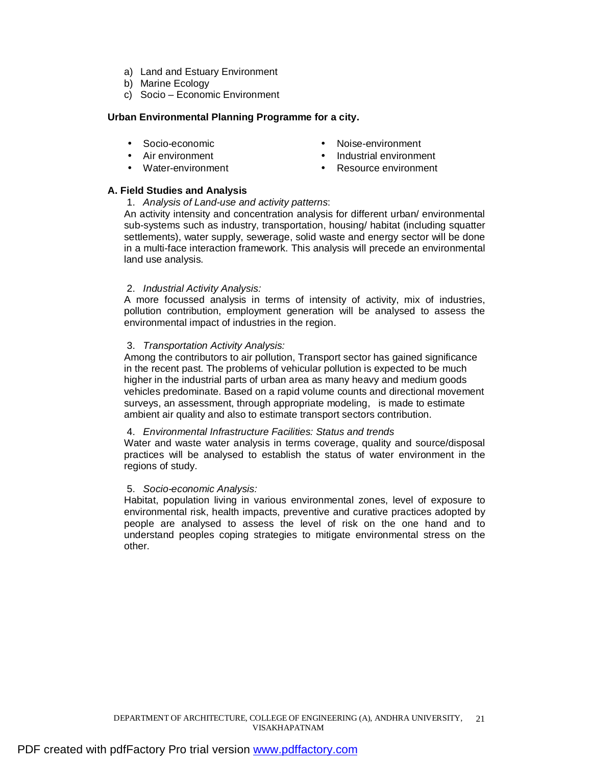a) Land and Estuary Environment
b) Marine Ecology
c) Socio – Economic Environment

**Urban Environmental Planning Programme for a city.**

- Socio-economic
- Air environment
- Water-environment
- Noise-environment
- Industrial environment
- Resource environment

**A. Field Studies and Analysis**

1. *Analysis of Land-use and activity patterns*:

An activity intensity and concentration analysis for different urban/ environmental sub-systems such as industry, transportation, housing/ habitat (including squatter settlements), water supply, sewerage, solid waste and energy sector will be done in a multi-face interaction framework. This analysis will precede an environmental land use analysis.

2. *Industrial Activity Analysis:*

A more focussed analysis in terms of intensity of activity, mix of industries, pollution contribution, employment generation will be analysed to assess the environmental impact of industries in the region.

3. *Transportation Activity Analysis:*

Among the contributors to air pollution, Transport sector has gained significance in the recent past. The problems of vehicular pollution is expected to be much higher in the industrial parts of urban area as many heavy and medium goods vehicles predominate. Based on a rapid volume counts and directional movement surveys, an assessment, through appropriate modeling, is made to estimate ambient air quality and also to estimate transport sectors contribution.

4. *Environmental Infrastructure Facilities: Status and trends*

Water and waste water analysis in terms coverage, quality and source/disposal practices will be analysed to establish the status of water environment in the regions of study.

5. *Socio-economic Analysis:*

Habitat, population living in various environmental zones, level of exposure to environmental risk, health impacts, preventive and curative practices adopted by people are analysed to assess the level of risk on the one hand and to understand peoples coping strategies to mitigate environmental stress on the other.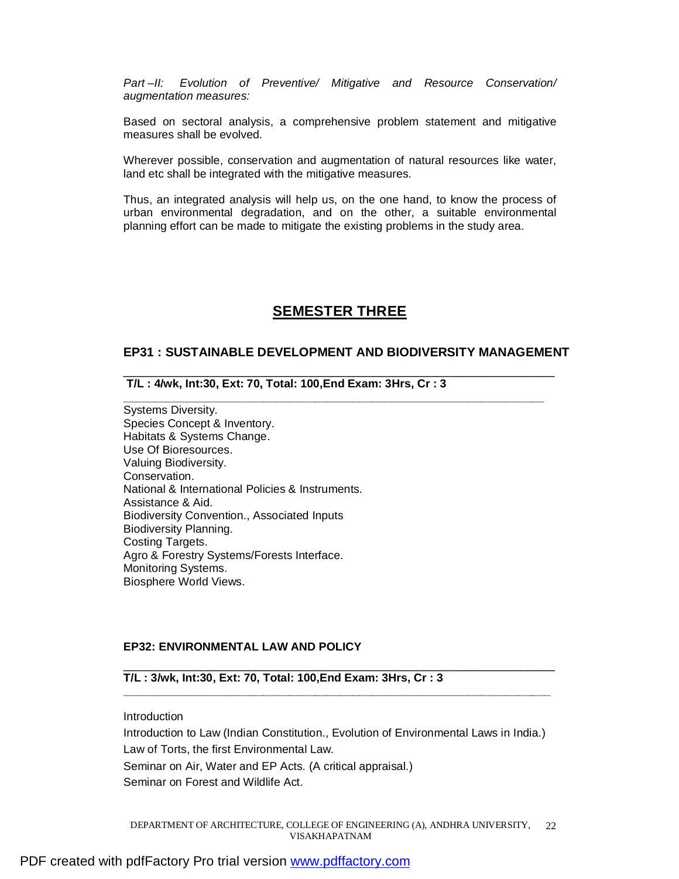*Part –II: Evolution of Preventive/ Mitigative and Resource Conservation/ augmentation measures:*

Based on sectoral analysis, a comprehensive problem statement and mitigative measures shall be evolved.

Wherever possible, conservation and augmentation of natural resources like water, land etc shall be integrated with the mitigative measures.

Thus, an integrated analysis will help us, on the one hand, to know the process of urban environmental degradation, and on the other, a suitable environmental planning effort can be made to mitigate the existing problems in the study area.

## SEMESTER THREE

### EP31 : SUSTAINABLE DEVELOPMENT AND BIODIVERSITY MANAGEMENT

**T/L : 4/wk, Int:30, Ext: 70, Total: 100,End Exam: 3Hrs, Cr : 3**

Systems Diversity.
Species Concept & Inventory.
Habitats & Systems Change.
Use Of Bioresources.
Valuing Biodiversity.
Conservation.
National & International Policies & Instruments.
Assistance & Aid.
Biodiversity Convention., Associated Inputs
Biodiversity Planning.
Costing Targets.
Agro & Forestry Systems/Forests Interface.
Monitoring Systems.
Biosphere World Views.

### EP32: ENVIRONMENTAL LAW AND POLICY

**T/L : 3/wk, Int:30, Ext: 70, Total: 100,End Exam: 3Hrs, Cr : 3**

Introduction
Introduction to Law (Indian Constitution., Evolution of Environmental Laws in India.)
Law of Torts, the first Environmental Law.
Seminar on Air, Water and EP Acts. (A critical appraisal.)
Seminar on Forest and Wildlife Act.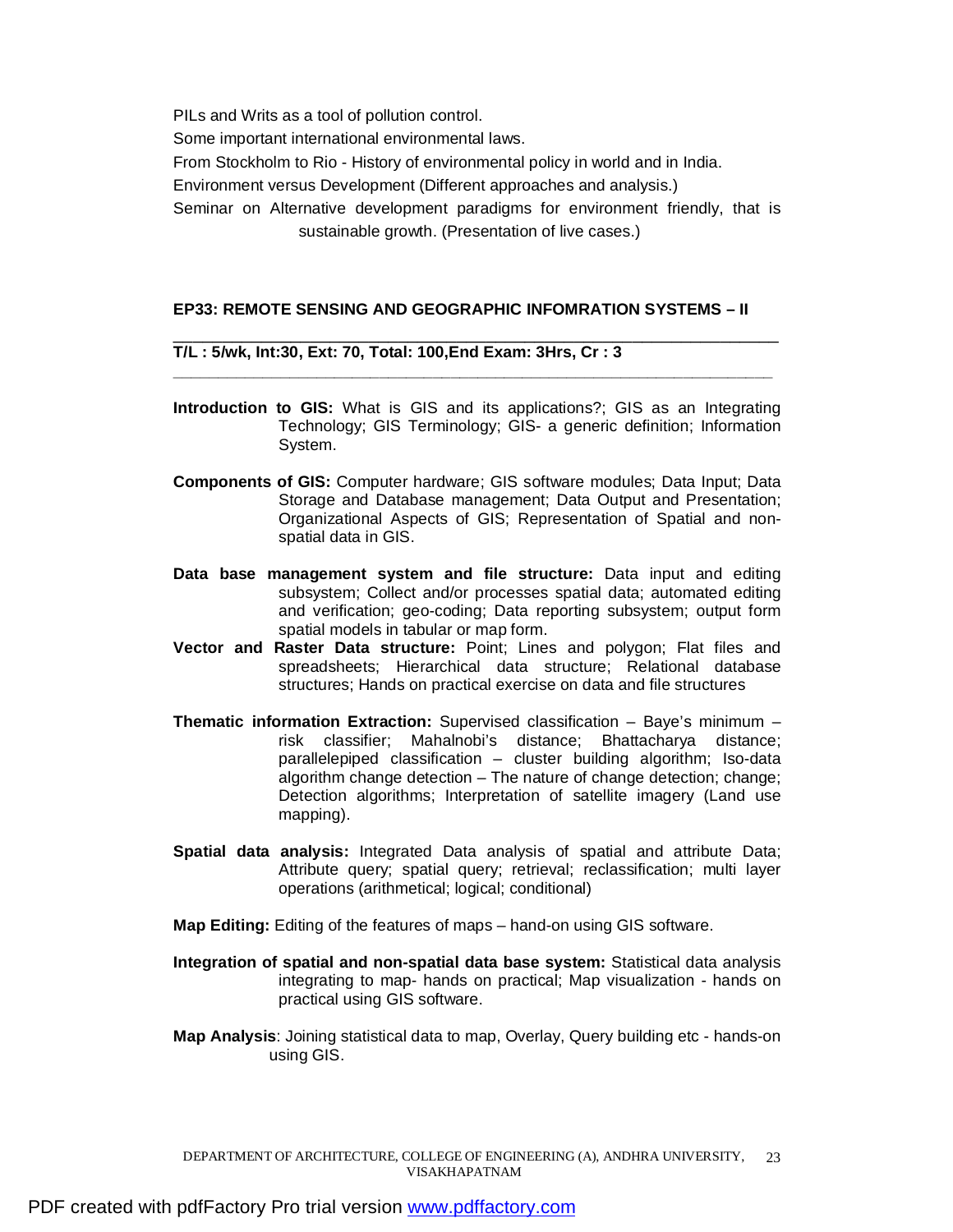PILs and Writs as a tool of pollution control.

Some important international environmental laws.

From Stockholm to Rio - History of environmental policy in world and in India.

Environment versus Development (Different approaches and analysis.)

Seminar on Alternative development paradigms for environment friendly, that is sustainable growth. (Presentation of live cases.)

## EP33: REMOTE SENSING AND GEOGRAPHIC INFOMRATION SYSTEMS – II

**T/L : 5/wk, Int:30, Ext: 70, Total: 100,End Exam: 3Hrs, Cr : 3**

**Introduction to GIS:** What is GIS and its applications?; GIS as an Integrating Technology; GIS Terminology; GIS- a generic definition; Information System.

**Components of GIS:** Computer hardware; GIS software modules; Data Input; Data Storage and Database management; Data Output and Presentation; Organizational Aspects of GIS; Representation of Spatial and non-spatial data in GIS.

**Data base management system and file structure:** Data input and editing subsystem; Collect and/or processes spatial data; automated editing and verification; geo-coding; Data reporting subsystem; output form spatial models in tabular or map form.

**Vector and Raster Data structure:** Point; Lines and polygon; Flat files and spreadsheets; Hierarchical data structure; Relational database structures; Hands on practical exercise on data and file structures

**Thematic information Extraction:** Supervised classification – Baye's minimum – risk classifier; Mahalnobi's distance; Bhattacharya distance; parallelepiped classification – cluster building algorithm; Iso-data algorithm change detection – The nature of change detection; change; Detection algorithms; Interpretation of satellite imagery (Land use mapping).

**Spatial data analysis:** Integrated Data analysis of spatial and attribute Data; Attribute query; spatial query; retrieval; reclassification; multi layer operations (arithmetical; logical; conditional)

**Map Editing:** Editing of the features of maps – hand-on using GIS software.

**Integration of spatial and non-spatial data base system:** Statistical data analysis integrating to map- hands on practical; Map visualization - hands on practical using GIS software.

**Map Analysis**: Joining statistical data to map, Overlay, Query building etc - hands-on using GIS.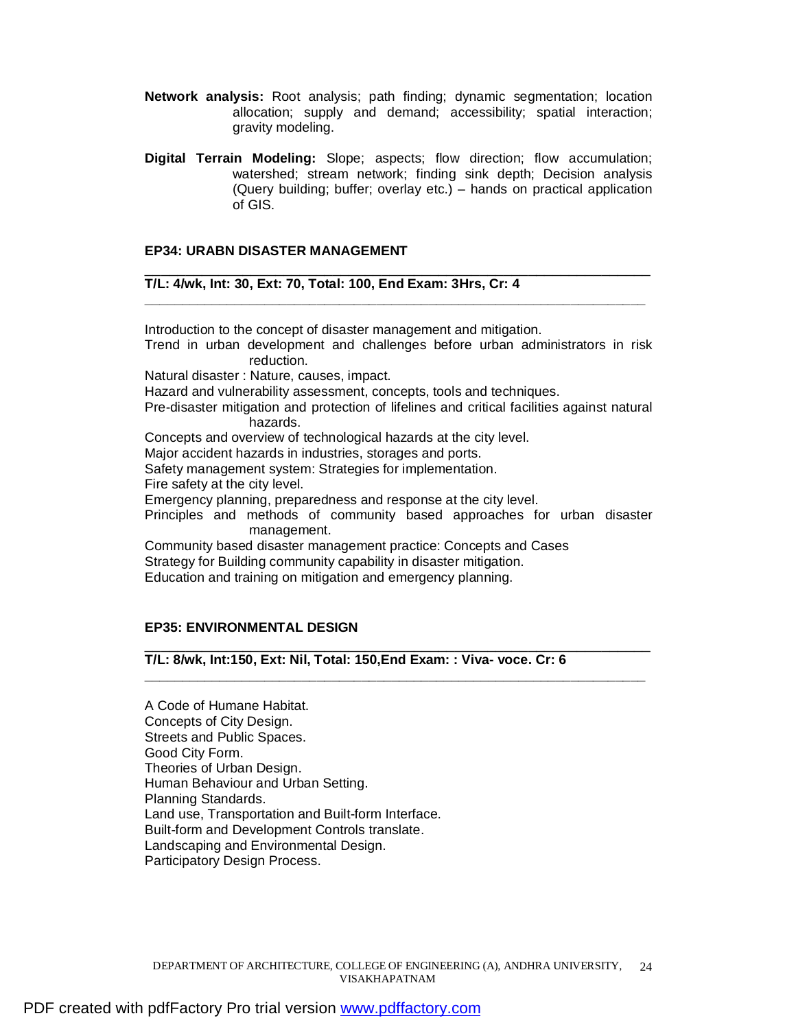**Network analysis:** Root analysis; path finding; dynamic segmentation; location allocation; supply and demand; accessibility; spatial interaction; gravity modeling.

**Digital Terrain Modeling:** Slope; aspects; flow direction; flow accumulation; watershed; stream network; finding sink depth; Decision analysis (Query building; buffer; overlay etc.) – hands on practical application of GIS.

### EP34: URABN DISASTER MANAGEMENT

**T/L: 4/wk, Int: 30, Ext: 70, Total: 100, End Exam: 3Hrs, Cr: 4**

Introduction to the concept of disaster management and mitigation.
Trend in urban development and challenges before urban administrators in risk reduction.
Natural disaster : Nature, causes, impact.
Hazard and vulnerability assessment, concepts, tools and techniques.
Pre-disaster mitigation and protection of lifelines and critical facilities against natural hazards.
Concepts and overview of technological hazards at the city level.
Major accident hazards in industries, storages and ports.
Safety management system: Strategies for implementation.
Fire safety at the city level.
Emergency planning, preparedness and response at the city level.
Principles and methods of community based approaches for urban disaster management.
Community based disaster management practice: Concepts and Cases
Strategy for Building community capability in disaster mitigation.
Education and training on mitigation and emergency planning.

### EP35: ENVIRONMENTAL DESIGN

**T/L: 8/wk, Int:150, Ext: Nil, Total: 150,End Exam: : Viva- voce. Cr: 6**

A Code of Humane Habitat.
Concepts of City Design.
Streets and Public Spaces.
Good City Form.
Theories of Urban Design.
Human Behaviour and Urban Setting.
Planning Standards.
Land use, Transportation and Built-form Interface.
Built-form and Development Controls translate.
Landscaping and Environmental Design.
Participatory Design Process.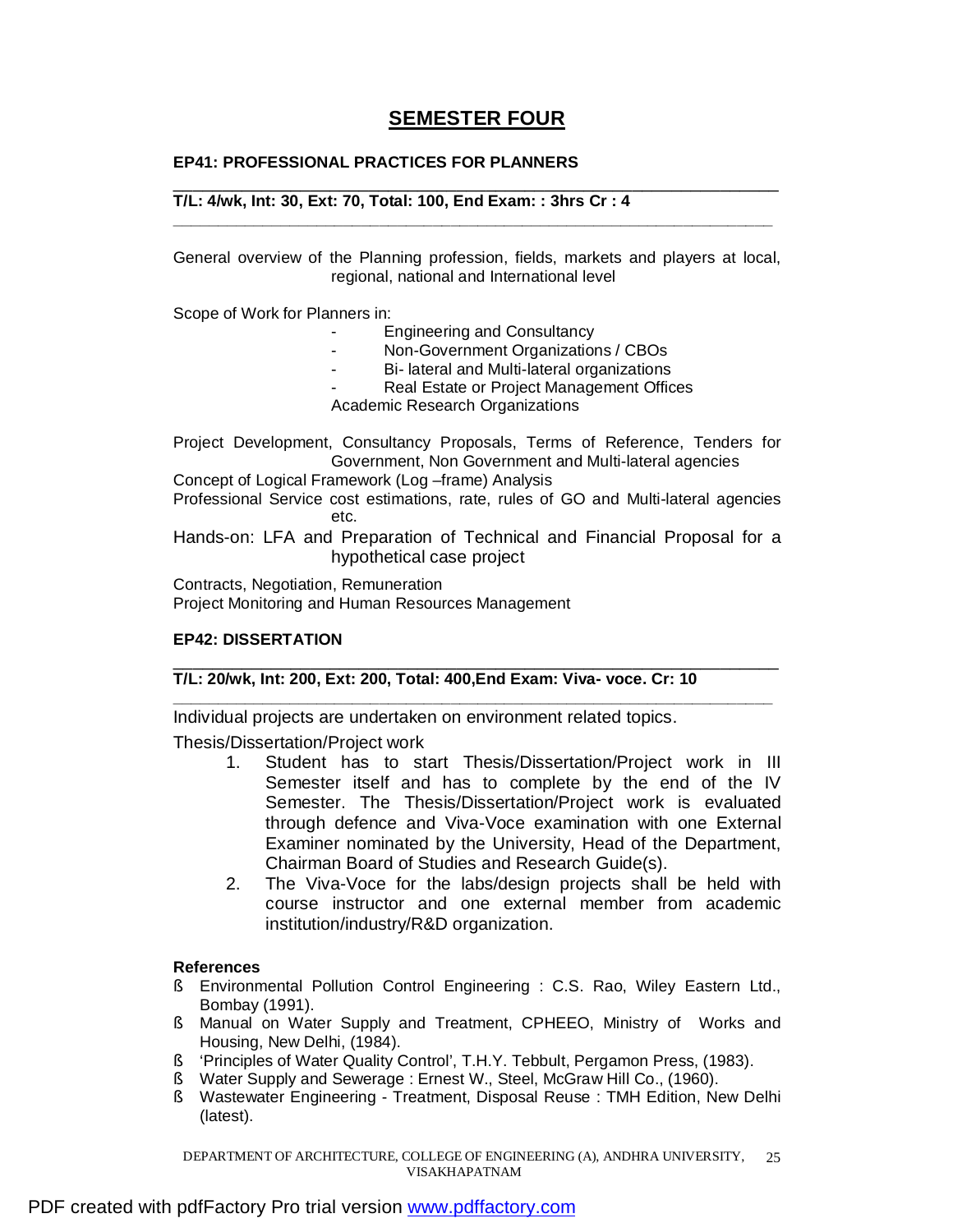## SEMESTER FOUR

### EP41: PROFESSIONAL PRACTICES FOR PLANNERS

**T/L: 4/wk, Int: 30, Ext: 70, Total: 100, End Exam: : 3hrs Cr : 4**

General overview of the Planning profession, fields, markets and players at local, regional, national and International level

Scope of Work for Planners in:

- Engineering and Consultancy
- Non-Government Organizations / CBOs
- Bi- lateral and Multi-lateral organizations
- Real Estate or Project Management Offices

Academic Research Organizations

Project Development, Consultancy Proposals, Terms of Reference, Tenders for Government, Non Government and Multi-lateral agencies

Concept of Logical Framework (Log –frame) Analysis

Professional Service cost estimations, rate, rules of GO and Multi-lateral agencies etc.

Hands-on: LFA and Preparation of Technical and Financial Proposal for a hypothetical case project

Contracts, Negotiation, Remuneration

Project Monitoring and Human Resources Management

### EP42: DISSERTATION

**T/L: 20/wk, Int: 200, Ext: 200, Total: 400,End Exam: Viva- voce. Cr: 10**

Individual projects are undertaken on environment related topics.

Thesis/Dissertation/Project work

1. Student has to start Thesis/Dissertation/Project work in III Semester itself and has to complete by the end of the IV Semester. The Thesis/Dissertation/Project work is evaluated through defence and Viva-Voce examination with one External Examiner nominated by the University, Head of the Department, Chairman Board of Studies and Research Guide(s).
2. The Viva-Voce for the labs/design projects shall be held with course instructor and one external member from academic institution/industry/R&D organization.

**References**

- Environmental Pollution Control Engineering : C.S. Rao, Wiley Eastern Ltd., Bombay (1991).
- Manual on Water Supply and Treatment, CPHEEO, Ministry of Works and Housing, New Delhi, (1984).
- 'Principles of Water Quality Control', T.H.Y. Tebbult, Pergamon Press, (1983).
- Water Supply and Sewerage : Ernest W., Steel, McGraw Hill Co., (1960).
- Wastewater Engineering - Treatment, Disposal Reuse : TMH Edition, New Delhi (latest).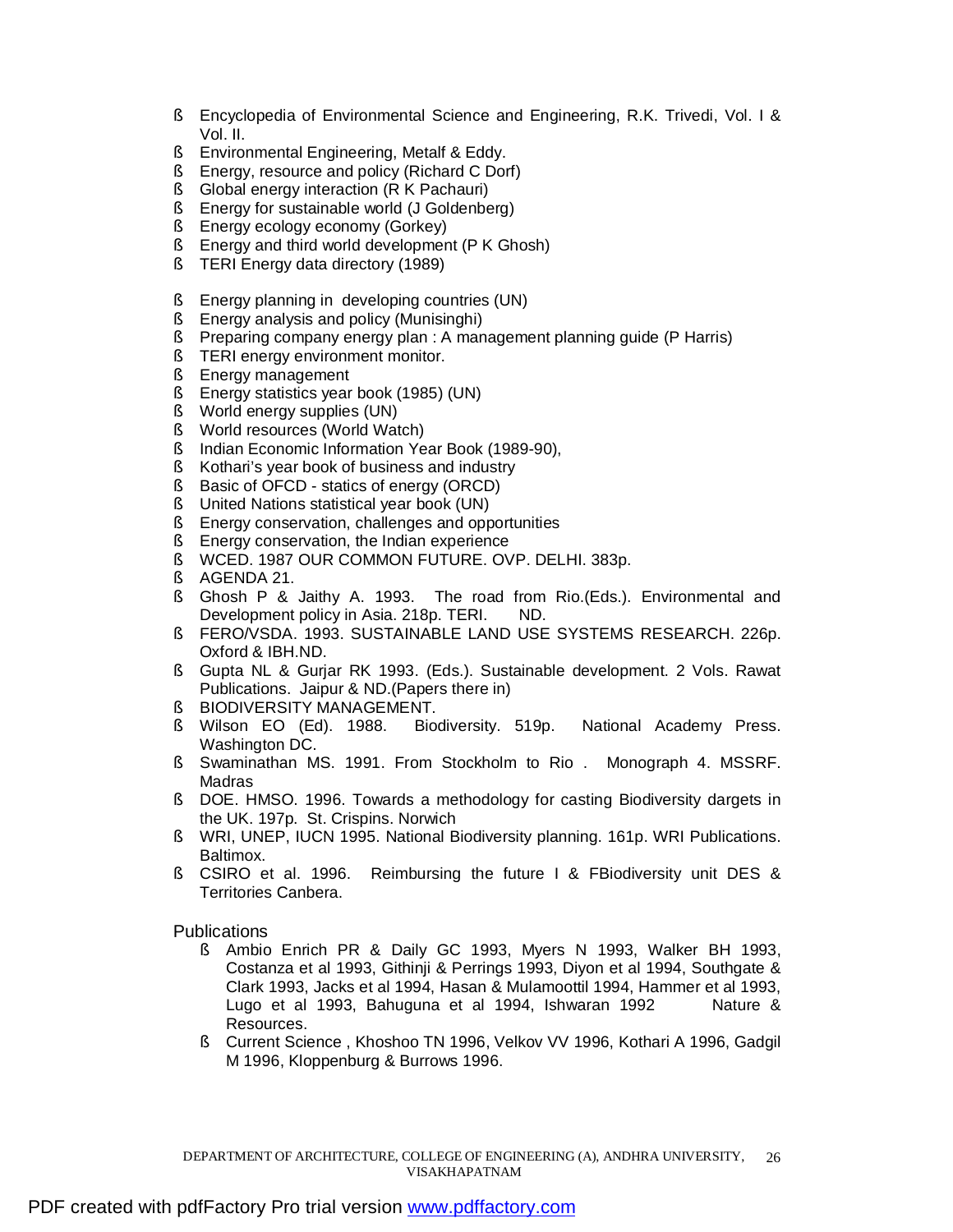- Encyclopedia of Environmental Science and Engineering, R.K. Trivedi, Vol. I & Vol. II.
- Environmental Engineering, Metalf & Eddy.
- Energy, resource and policy (Richard C Dorf)
- Global energy interaction (R K Pachauri)
- Energy for sustainable world (J Goldenberg)
- Energy ecology economy (Gorkey)
- Energy and third world development (P K Ghosh)
- TERI Energy data directory (1989)

- Energy planning in developing countries (UN)
- Energy analysis and policy (Munisinghi)
- Preparing company energy plan : A management planning guide (P Harris)
- TERI energy environment monitor.
- Energy management
- Energy statistics year book (1985) (UN)
- World energy supplies (UN)
- World resources (World Watch)
- Indian Economic Information Year Book (1989-90),
- Kothari's year book of business and industry
- Basic of OFCD - statics of energy (ORCD)
- United Nations statistical year book (UN)
- Energy conservation, challenges and opportunities
- Energy conservation, the Indian experience
- WCED. 1987 OUR COMMON FUTURE. OVP. DELHI. 383p.
- AGENDA 21.
- Ghosh P & Jaithy A. 1993. The road from Rio.(Eds.). Environmental and Development policy in Asia. 218p. TERI. ND.
- FERO/VSDA. 1993. SUSTAINABLE LAND USE SYSTEMS RESEARCH. 226p. Oxford & IBH.ND.
- Gupta NL & Gurjar RK 1993. (Eds.). Sustainable development. 2 Vols. Rawat Publications. Jaipur & ND.(Papers there in)
- BIODIVERSITY MANAGEMENT.
- Wilson EO (Ed). 1988. Biodiversity. 519p. National Academy Press. Washington DC.
- Swaminathan MS. 1991. From Stockholm to Rio . Monograph 4. MSSRF. Madras
- DOE. HMSO. 1996. Towards a methodology for casting Biodiversity dargets in the UK. 197p. St. Crispins. Norwich
- WRI, UNEP, IUCN 1995. National Biodiversity planning. 161p. WRI Publications. Baltimox.
- CSIRO et al. 1996. Reimbursing the future I & FBiodiversity unit DES & Territories Canbera.

Publications

- Ambio Enrich PR & Daily GC 1993, Myers N 1993, Walker BH 1993, Costanza et al 1993, Githinji & Perrings 1993, Diyon et al 1994, Southgate & Clark 1993, Jacks et al 1994, Hasan & Mulamoottil 1994, Hammer et al 1993, Lugo et al 1993, Bahuguna et al 1994, Ishwaran 1992 Nature & Resources.
- Current Science , Khoshoo TN 1996, Velkov VV 1996, Kothari A 1996, Gadgil M 1996, Kloppenburg & Burrows 1996.